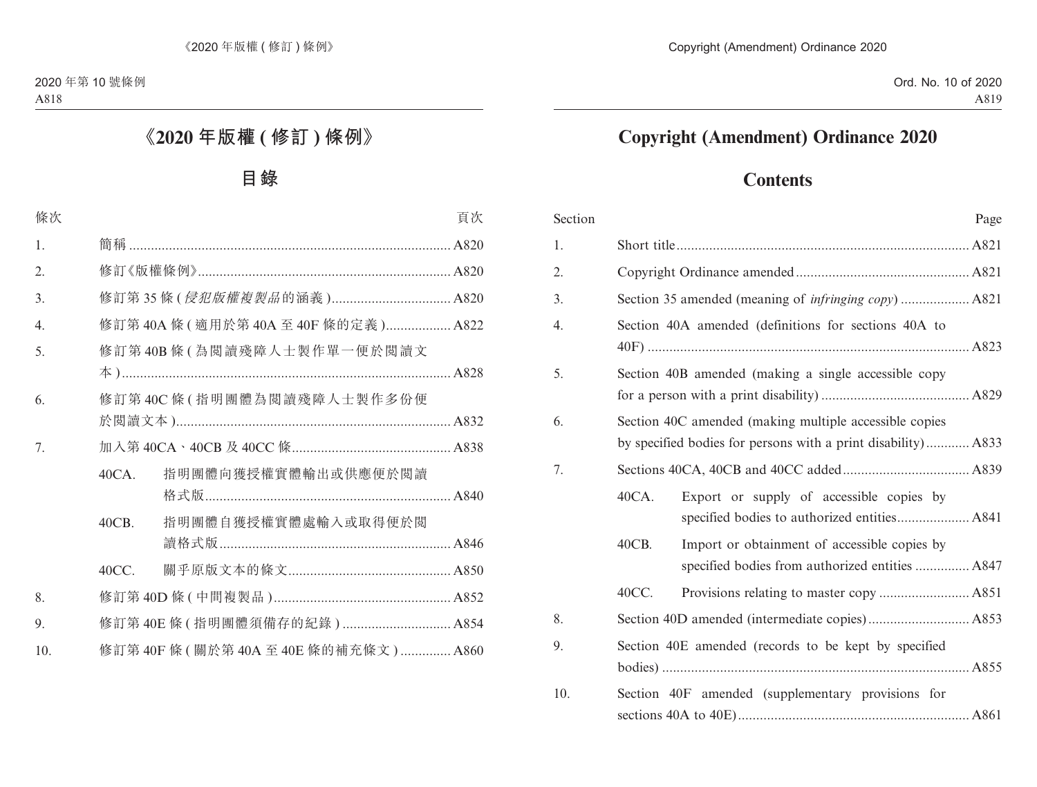# 《2020 年版權 (修訂) 條例》

## 目錄

| 條次 | | 頁次 |
|---|---|---|
| 1. | 簡稱 | A820 |
| 2. | 修訂《版權條例》 | A820 |
| 3. | 修訂第 35 條 (*侵犯版權複製品*的涵義) | A820 |
| 4. | 修訂第 40A 條 (適用於第 40A 至 40F 條的定義) | A822 |
| 5. | 修訂第 40B 條 (為閱讀殘障人士製作單一便於閱讀文本) | A828 |
| 6. | 修訂第 40C 條 (指明團體為閱讀殘障人士製作多份便於閱讀文本) | A832 |
| 7. | 加入第 40CA、40CB 及 40CC 條 | A838 |
| | 40CA. 指明團體向獲授權實體輸出或供應便於閱讀格式版 | A840 |
| | 40CB. 指明團體自獲授權實體處輸入或取得便於閱讀格式版 | A846 |
| | 40CC. 關乎原版文本的條文 | A850 |
| 8. | 修訂第 40D 條 (中間複製品) | A852 |
| 9. | 修訂第 40E 條 (指明團體須備存的紀錄) | A854 |
| 10. | 修訂第 40F 條 (關於第 40A 至 40E 條的補充條文) | A860 |

# Copyright (Amendment) Ordinance 2020

## Contents

| Section | | Page |
|---|---|---|
| 1. | Short title | A821 |
| 2. | Copyright Ordinance amended | A821 |
| 3. | Section 35 amended (meaning of *infringing copy*) | A821 |
| 4. | Section 40A amended (definitions for sections 40A to 40F) | A823 |
| 5. | Section 40B amended (making a single accessible copy for a person with a print disability) | A829 |
| 6. | Section 40C amended (making multiple accessible copies by specified bodies for persons with a print disability) | A833 |
| 7. | Sections 40CA, 40CB and 40CC added | A839 |
| | 40CA. Export or supply of accessible copies by specified bodies to authorized entities | A841 |
| | 40CB. Import or obtainment of accessible copies by specified bodies from authorized entities | A847 |
| | 40CC. Provisions relating to master copy | A851 |
| 8. | Section 40D amended (intermediate copies) | A853 |
| 9. | Section 40E amended (records to be kept by specified bodies) | A855 |
| 10. | Section 40F amended (supplementary provisions for sections 40A to 40E) | A861 |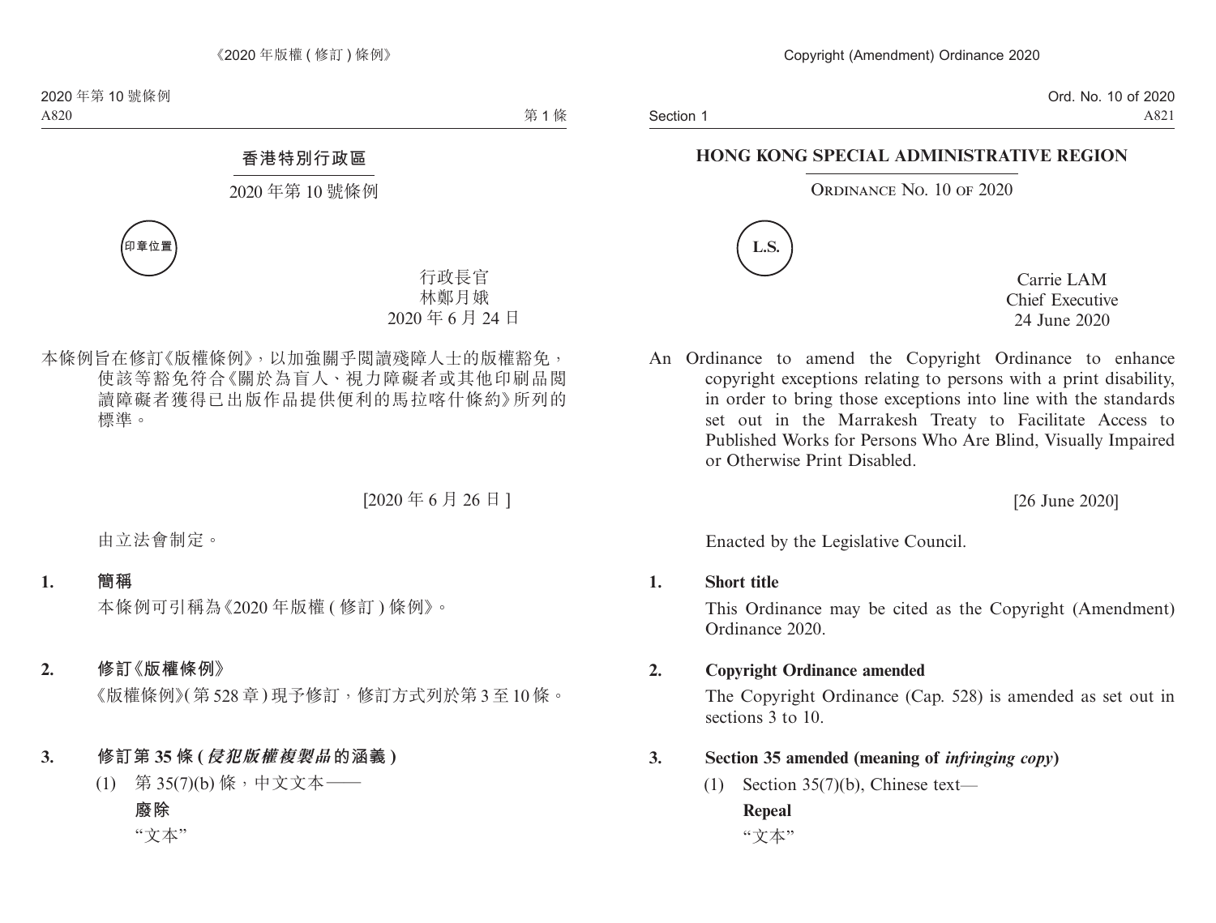香港特別行政區

2020 年第 10 號條例

印章位置

行政長官
林鄭月娥
2020 年 6 月 24 日

本條例旨在修訂《版權條例》，以加強關乎閱讀殘障人士的版權豁免，使該等豁免符合《關於為盲人、視力障礙者或其他印刷品閱讀障礙者獲得已出版作品提供便利的馬拉喀什條約》所列的標準。

[2020 年 6 月 26 日]

由立法會制定。

**1. 簡稱**

本條例可引稱為《2020 年版權 (修訂) 條例》。

**2. 修訂《版權條例》**

《版權條例》(第 528 章) 現予修訂，修訂方式列於第 3 至 10 條。

**3. 修訂第 35 條 (*侵犯版權複製品*的涵義)**

(1) 第 35(7)(b) 條，中文文本——

**廢除**

“文本”

**HONG KONG SPECIAL ADMINISTRATIVE REGION**

ORDINANCE NO. 10 OF 2020

L.S.

Carrie LAM
Chief Executive
24 June 2020

An Ordinance to amend the Copyright Ordinance to enhance copyright exceptions relating to persons with a print disability, in order to bring those exceptions into line with the standards set out in the Marrakesh Treaty to Facilitate Access to Published Works for Persons Who Are Blind, Visually Impaired or Otherwise Print Disabled.

[26 June 2020]

Enacted by the Legislative Council.

**1. Short title**

This Ordinance may be cited as the Copyright (Amendment) Ordinance 2020.

**2. Copyright Ordinance amended**

The Copyright Ordinance (Cap. 528) is amended as set out in sections 3 to 10.

**3. Section 35 amended (meaning of *infringing copy*)**

(1) Section 35(7)(b), Chinese text—

**Repeal**

“文本”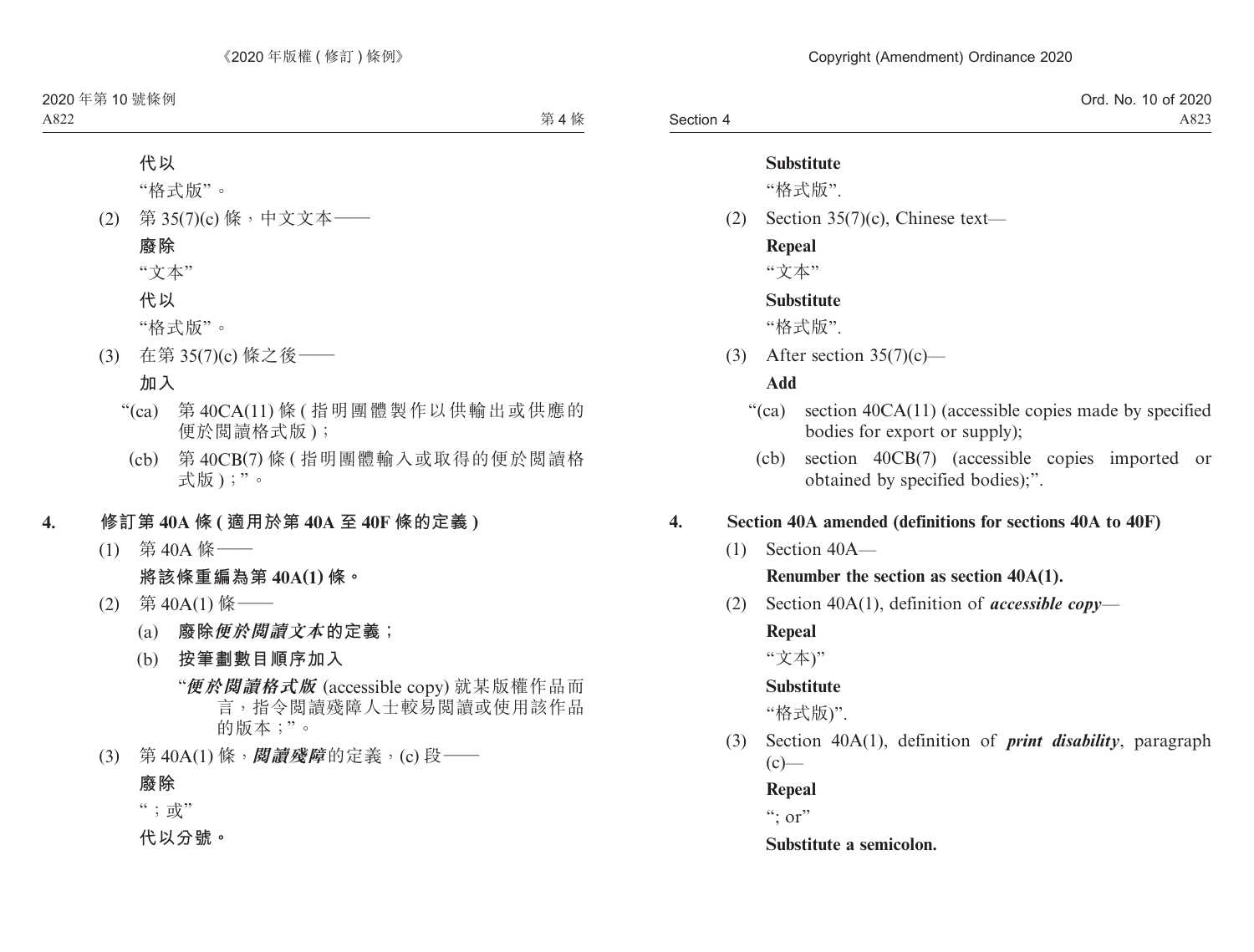代以

"格式版"。

(2) 第 35(7)(c) 條，中文文本——

**廢除**

"文本"

**代以**

"格式版"。

(3) 在第 35(7)(c) 條之後——

**加入**

"(ca) 第 40CA(11) 條 (指明團體製作以供輸出或供應的便於閱讀格式版)；

(cb) 第 40CB(7) 條 (指明團體輸入或取得的便於閱讀格式版)；"。

**4. 修訂第 40A 條 (適用於第 40A 至 40F 條的定義)**

(1) 第 40A 條——

**將該條重編為第 40A(1) 條。**

(2) 第 40A(1) 條——

(a) **廢除*便於閱讀文本*的定義；**

(b) **按筆劃數目順序加入**

"***便於閱讀格式版*** (accessible copy) 就某版權作品而言，指令閱讀殘障人士較易閱讀或使用該作品的版本；"。

(3) 第 40A(1) 條，***閱讀殘障***的定義，(c) 段——

**廢除**

"；或"

**代以分號。**

**Substitute**

"格式版".

(2) Section 35(7)(c), Chinese text—

**Repeal**

"文本"

**Substitute**

"格式版".

(3) After section 35(7)(c)—

**Add**

"(ca) section 40CA(11) (accessible copies made by specified bodies for export or supply);

(cb) section 40CB(7) (accessible copies imported or obtained by specified bodies);".

**4. Section 40A amended (definitions for sections 40A to 40F)**

(1) Section 40A—

**Renumber the section as section 40A(1).**

(2) Section 40A(1), definition of ***accessible copy***—

**Repeal**

"文本)"

**Substitute**

"格式版)".

(3) Section 40A(1), definition of ***print disability***, paragraph (c)—

**Repeal**

"; or"

**Substitute a semicolon.**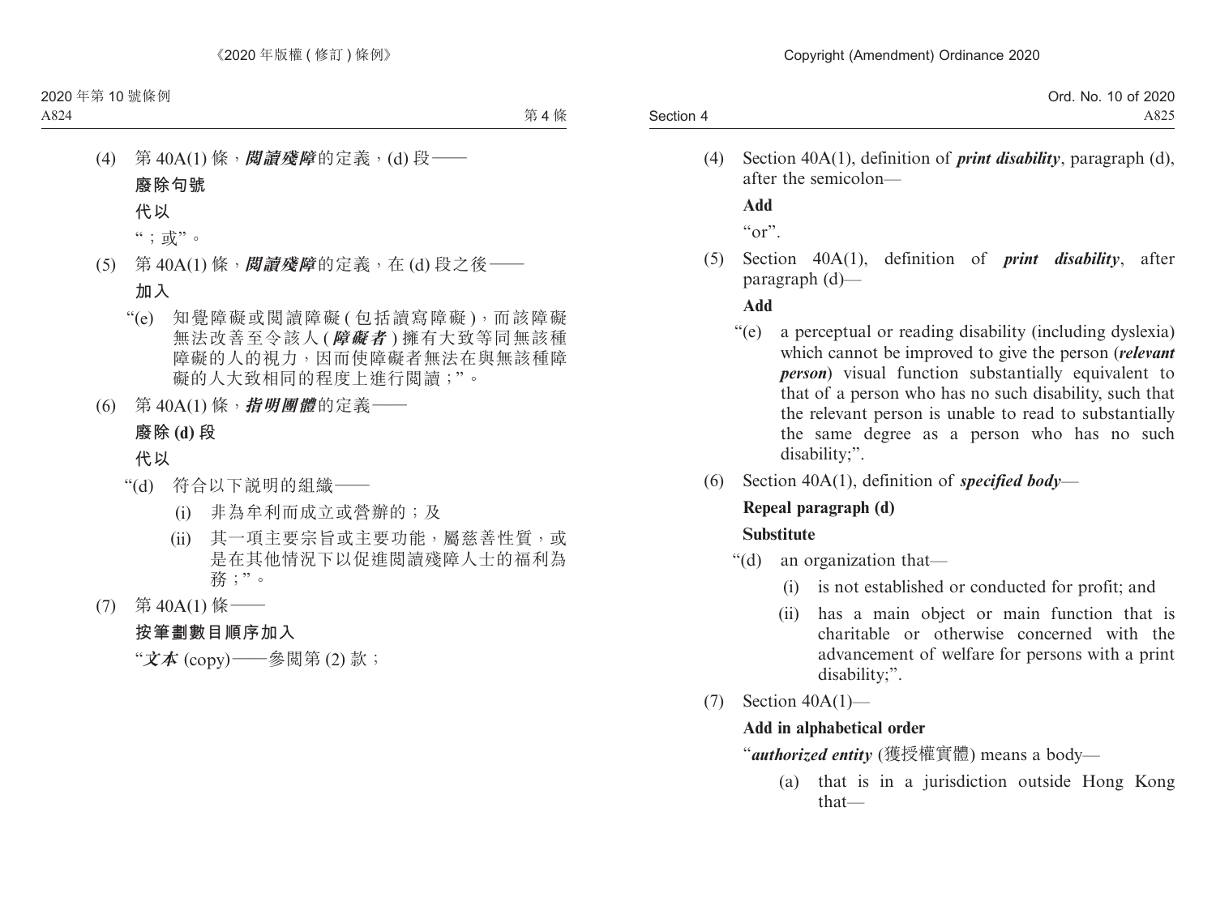(4) 第 40A(1) 條，***閱讀殘障***的定義，(d) 段——

**廢除句號**

**代以**

“；或”。

(5) 第 40A(1) 條，***閱讀殘障***的定義，在 (d) 段之後——

**加入**

“(e) 知覺障礙或閱讀障礙 (包括讀寫障礙)，而該障礙無法改善至令該人 (***障礙者***) 擁有大致等同無該種障礙的人的視力，因而使障礙者無法在與無該種障礙的人大致相同的程度上進行閱讀；”。

(6) 第 40A(1) 條，***指明團體***的定義——

**廢除 (d) 段**

**代以**

“(d) 符合以下說明的組織——

(i) 非為牟利而成立或營辦的；及

(ii) 其一項主要宗旨或主要功能，屬慈善性質，或是在其他情況下以促進閱讀殘障人士的福利為務；”。

(7) 第 40A(1) 條——

**按筆劃數目順序加入**

“***文本*** (copy)——參閱第 (2) 款；

(4) Section 40A(1), definition of ***print disability***, paragraph (d), after the semicolon—

**Add**

“or”.

(5) Section 40A(1), definition of ***print disability***, after paragraph (d)—

**Add**

“(e) a perceptual or reading disability (including dyslexia) which cannot be improved to give the person (***relevant person***) visual function substantially equivalent to that of a person who has no such disability, such that the relevant person is unable to read to substantially the same degree as a person who has no such disability;”.

(6) Section 40A(1), definition of ***specified body***—

**Repeal paragraph (d)**

**Substitute**

“(d) an organization that—

(i) is not established or conducted for profit; and

(ii) has a main object or main function that is charitable or otherwise concerned with the advancement of welfare for persons with a print disability;”.

(7) Section 40A(1)—

**Add in alphabetical order**

“***authorized entity*** (獲授權實體) means a body—

(a) that is in a jurisdiction outside Hong Kong that—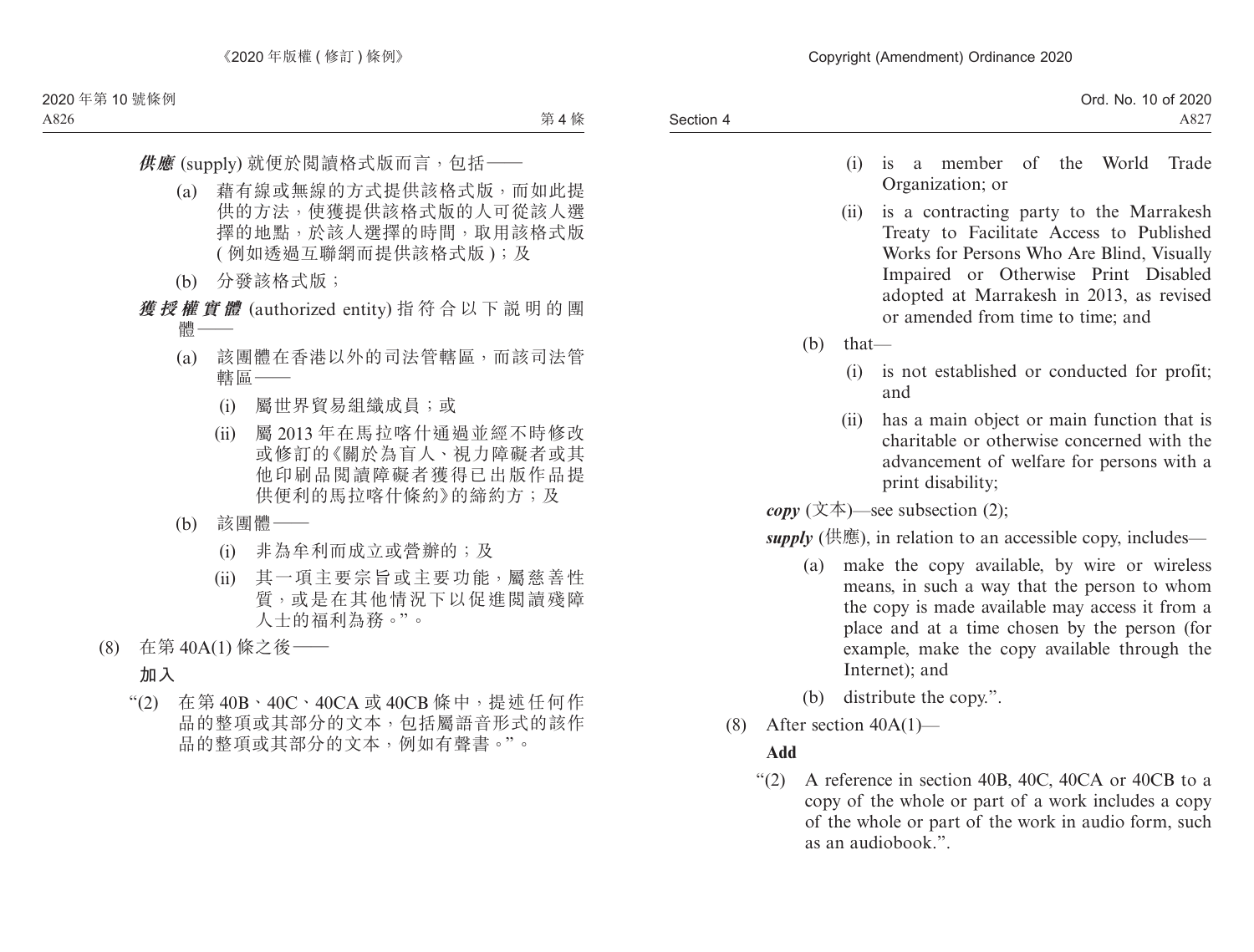***供應*** (supply) 就便於閱讀格式版而言，包括——

(a) 藉有線或無線的方式提供該格式版，而如此提供的方法，使獲提供該格式版的人可從該人選擇的地點，於該人選擇的時間，取用該格式版 (例如透過互聯網而提供該格式版)；及

(b) 分發該格式版；

***獲授權實體*** (authorized entity) 指符合以下說明的團體——

(a) 該團體在香港以外的司法管轄區，而該司法管轄區——

(i) 屬世界貿易組織成員；或

(ii) 屬 2013 年在馬拉喀什通過並經不時修改或修訂的《關於為盲人、視力障礙者或其他印刷品閱讀障礙者獲得已出版作品提供便利的馬拉喀什條約》的締約方；及

(b) 該團體——

(i) 非為牟利而成立或營辦的；及

(ii) 其一項主要宗旨或主要功能，屬慈善性質，或是在其他情況下以促進閱讀殘障人士的福利為務。”。

(8) 在第 40A(1) 條之後——

**加入**

“(2) 在第 40B、40C、40CA 或 40CB 條中，提述任何作品的整項或其部分的文本，包括屬語音形式的該作品的整項或其部分的文本，例如有聲書。”。

(i) is a member of the World Trade Organization; or

(ii) is a contracting party to the Marrakesh Treaty to Facilitate Access to Published Works for Persons Who Are Blind, Visually Impaired or Otherwise Print Disabled adopted at Marrakesh in 2013, as revised or amended from time to time; and

(b) that—

(i) is not established or conducted for profit; and

(ii) has a main object or main function that is charitable or otherwise concerned with the advancement of welfare for persons with a print disability;

***copy*** (文本)—see subsection (2);

***supply*** (供應), in relation to an accessible copy, includes—

(a) make the copy available, by wire or wireless means, in such a way that the person to whom the copy is made available may access it from a place and at a time chosen by the person (for example, make the copy available through the Internet); and

(b) distribute the copy.”.

(8) After section 40A(1)—

**Add**

“(2) A reference in section 40B, 40C, 40CA or 40CB to a copy of the whole or part of a work includes a copy of the whole or part of the work in audio form, such as an audiobook.”.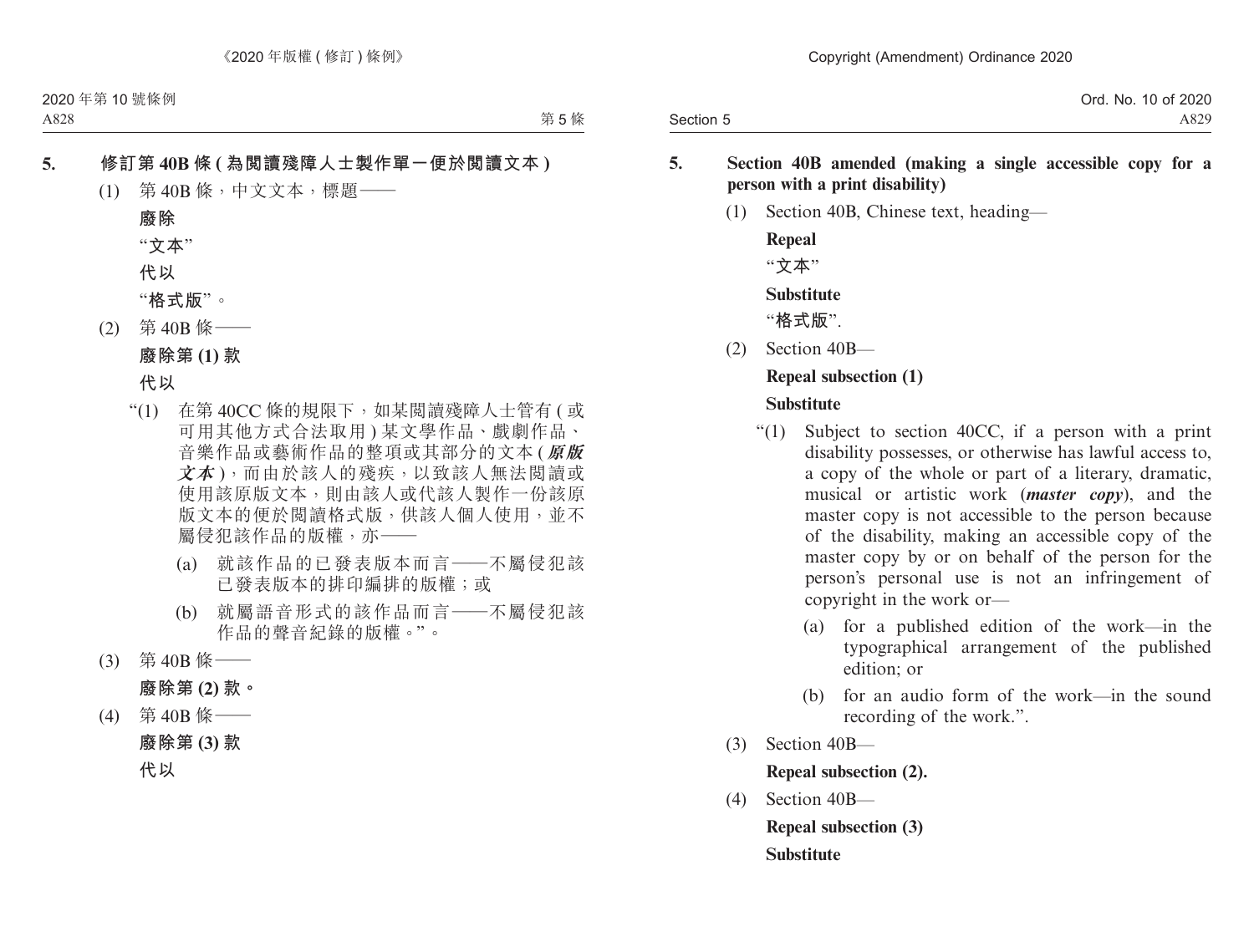**5. 修訂第 40B 條 (為閱讀殘障人士製作單一便於閱讀文本)**

(1) 第 40B 條，中文文本，標題——

**廢除**

“**文本**”

**代以**

“**格式版**”。

(2) 第 40B 條——

**廢除第 (1) 款**

**代以**

“(1) 在第 40CC 條的規限下，如某閱讀殘障人士管有 (或可用其他方式合法取用) 某文學作品、戲劇作品、音樂作品或藝術作品的整項或其部分的文本 (***原版文本***)，而由於該人的殘疾，以致該人無法閱讀或使用該原版文本，則由該人或代該人製作一份該原版文本的便於閱讀格式版，供該人個人使用，並不屬侵犯該作品的版權，亦——

(a) 就該作品的已發表版本而言——不屬侵犯該已發表版本的排印編排的版權；或

(b) 就屬語音形式的該作品而言——不屬侵犯該作品的聲音紀錄的版權。”。

(3) 第 40B 條——

**廢除第 (2) 款。**

(4) 第 40B 條——

**廢除第 (3) 款**

**代以**

**5. Section 40B amended (making a single accessible copy for a person with a print disability)**

(1) Section 40B, Chinese text, heading—

**Repeal**

“**文本**”

**Substitute**

“**格式版**”.

(2) Section 40B—

**Repeal subsection (1)**

**Substitute**

“(1) Subject to section 40CC, if a person with a print disability possesses, or otherwise has lawful access to, a copy of the whole or part of a literary, dramatic, musical or artistic work (***master copy***), and the master copy is not accessible to the person because of the disability, making an accessible copy of the master copy by or on behalf of the person for the person's personal use is not an infringement of copyright in the work or—

(a) for a published edition of the work—in the typographical arrangement of the published edition; or

(b) for an audio form of the work—in the sound recording of the work.”.

(3) Section 40B—

**Repeal subsection (2).**

(4) Section 40B—

**Repeal subsection (3)**

**Substitute**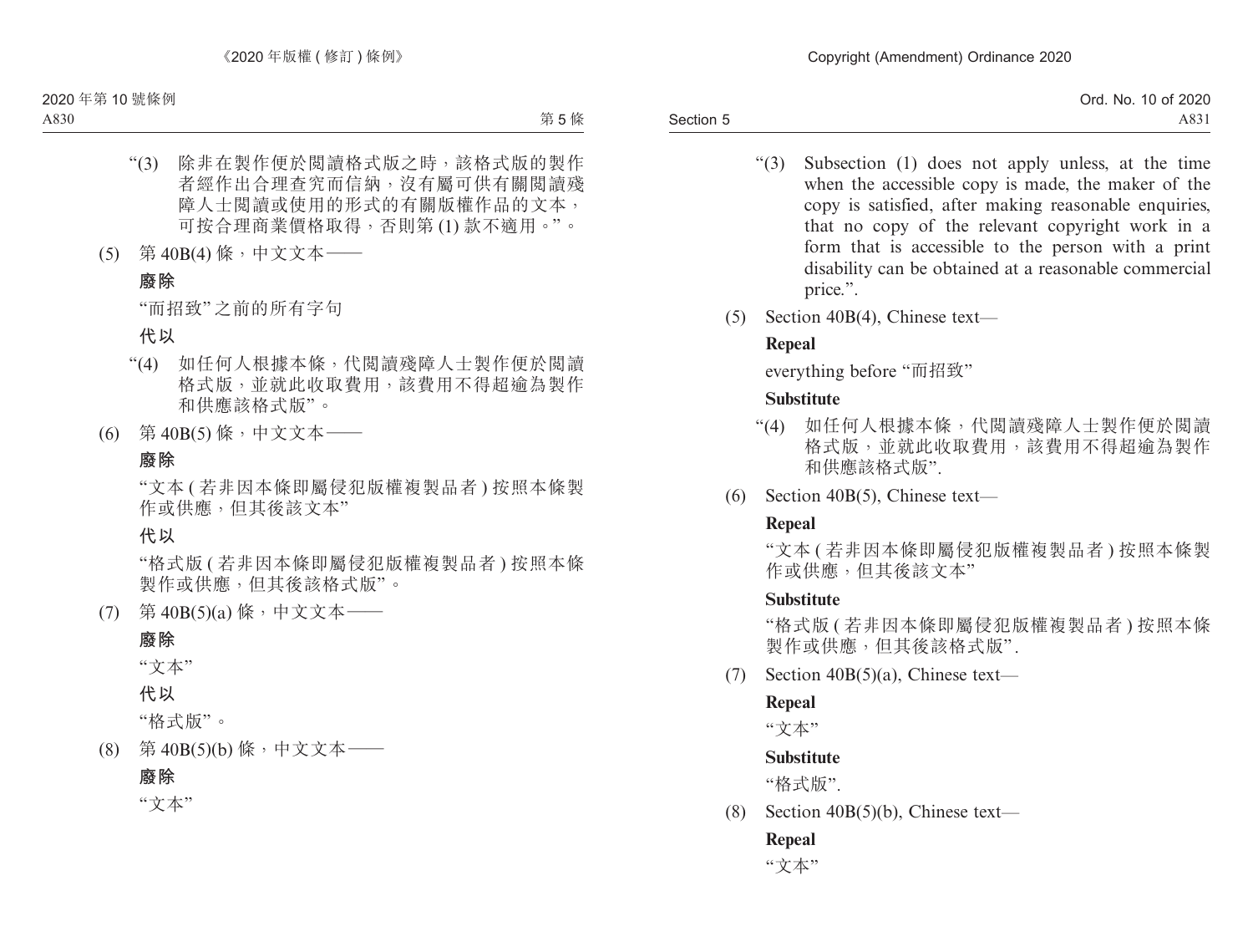“(3) 除非在製作便於閱讀格式版之時，該格式版的製作者經作出合理查究而信納，沒有屬可供有關閱讀殘障人士閱讀或使用的形式的有關版權作品的文本，可按合理商業價格取得，否則第 (1) 款不適用。”。

(5) 第 40B(4) 條，中文文本——

**廢除**

“而招致” 之前的所有字句

**代以**

“(4) 如任何人根據本條，代閱讀殘障人士製作便於閱讀格式版，並就此收取費用，該費用不得超逾為製作和供應該格式版”。

(6) 第 40B(5) 條，中文文本——

**廢除**

“文本 ( 若非因本條即屬侵犯版權複製品者 ) 按照本條製作或供應，但其後該文本”

**代以**

“格式版 ( 若非因本條即屬侵犯版權複製品者 ) 按照本條製作或供應，但其後該格式版”。

(7) 第 40B(5)(a) 條，中文文本——

**廢除**

“文本”

**代以**

“格式版”。

(8) 第 40B(5)(b) 條，中文文本——

**廢除**

“文本”

“(3) Subsection (1) does not apply unless, at the time when the accessible copy is made, the maker of the copy is satisfied, after making reasonable enquiries, that no copy of the relevant copyright work in a form that is accessible to the person with a print disability can be obtained at a reasonable commercial price.”.

(5) Section 40B(4), Chinese text—

**Repeal**

everything before “而招致”

**Substitute**

“(4) 如任何人根據本條，代閱讀殘障人士製作便於閱讀格式版，並就此收取費用，該費用不得超逾為製作和供應該格式版”.

(6) Section 40B(5), Chinese text—

**Repeal**

“文本 ( 若非因本條即屬侵犯版權複製品者 ) 按照本條製作或供應，但其後該文本”

**Substitute**

“格式版 ( 若非因本條即屬侵犯版權複製品者 ) 按照本條製作或供應，但其後該格式版”.

(7) Section 40B(5)(a), Chinese text—

**Repeal**

“文本”

**Substitute**

“格式版”.

(8) Section 40B(5)(b), Chinese text—

**Repeal**

“文本”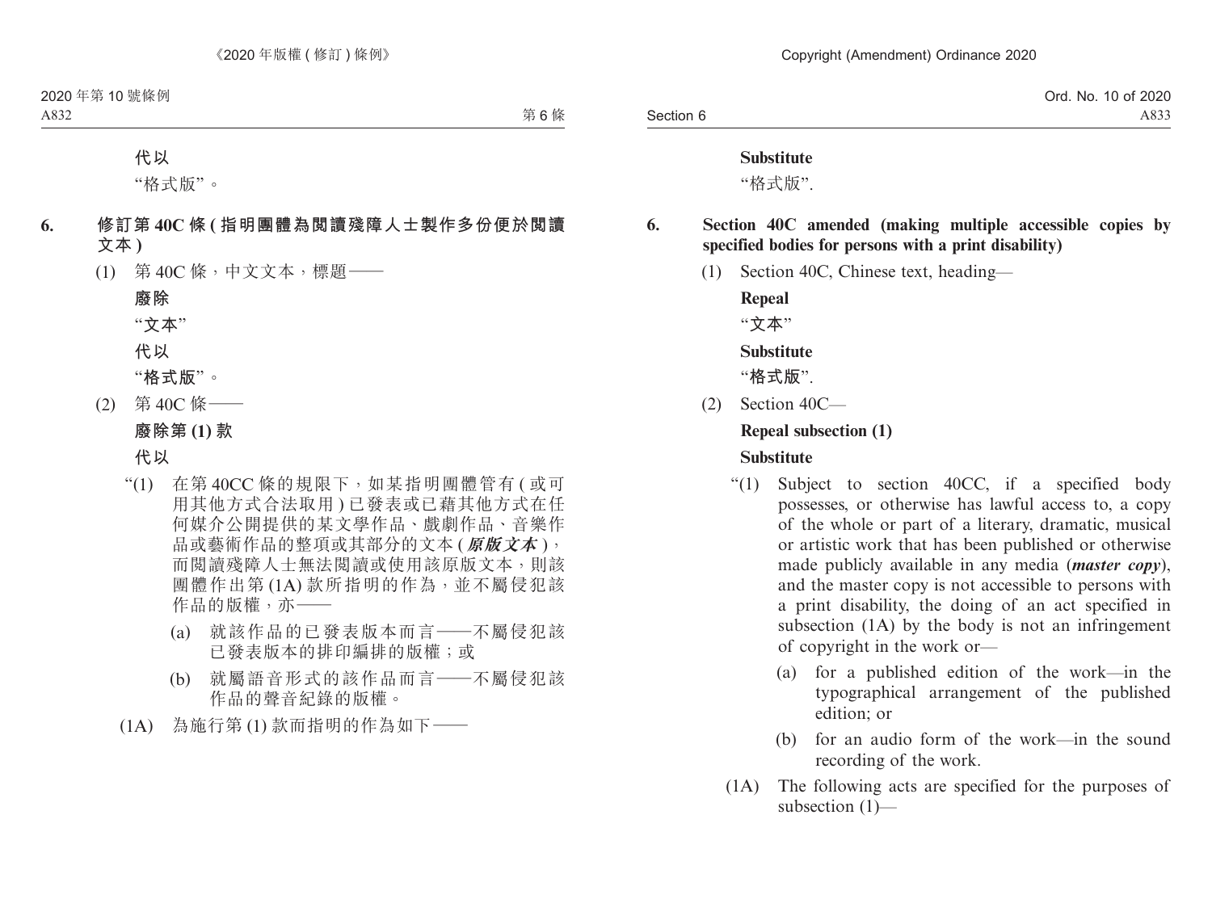**代以**

“格式版”。

**6. 修訂第 40C 條 (指明團體為閱讀殘障人士製作多份便於閱讀文本)**

(1) 第 40C 條，中文文本，標題——

**廢除**

**“文本”**

**代以**

**“格式版”**。

(2) 第 40C 條——

**廢除第 (1) 款**

**代以**

“(1) 在第 40CC 條的規限下，如某指明團體管有 (或可用其他方式合法取用) 已發表或已藉其他方式在任何媒介公開提供的某文學作品、戲劇作品、音樂作品或藝術作品的整項或其部分的文本 (***原版文本***)，而閱讀殘障人士無法閱讀或使用該原版文本，則該團體作出第 (1A) 款所指明的作為，並不屬侵犯該作品的版權，亦——

(a) 就該作品的已發表版本而言——不屬侵犯該已發表版本的排印編排的版權；或

(b) 就屬語音形式的該作品而言——不屬侵犯該作品的聲音紀錄的版權。

(1A) 為施行第 (1) 款而指明的作為如下——

**Substitute**

“格式版”.

**6. Section 40C amended (making multiple accessible copies by specified bodies for persons with a print disability)**

(1) Section 40C, Chinese text, heading—

**Repeal**

**“文本”**

**Substitute**

**“格式版”**.

(2) Section 40C—

**Repeal subsection (1)**

**Substitute**

“(1) Subject to section 40CC, if a specified body possesses, or otherwise has lawful access to, a copy of the whole or part of a literary, dramatic, musical or artistic work that has been published or otherwise made publicly available in any media (***master copy***), and the master copy is not accessible to persons with a print disability, the doing of an act specified in subsection (1A) by the body is not an infringement of copyright in the work or—

(a) for a published edition of the work—in the typographical arrangement of the published edition; or

(b) for an audio form of the work—in the sound recording of the work.

(1A) The following acts are specified for the purposes of subsection (1)—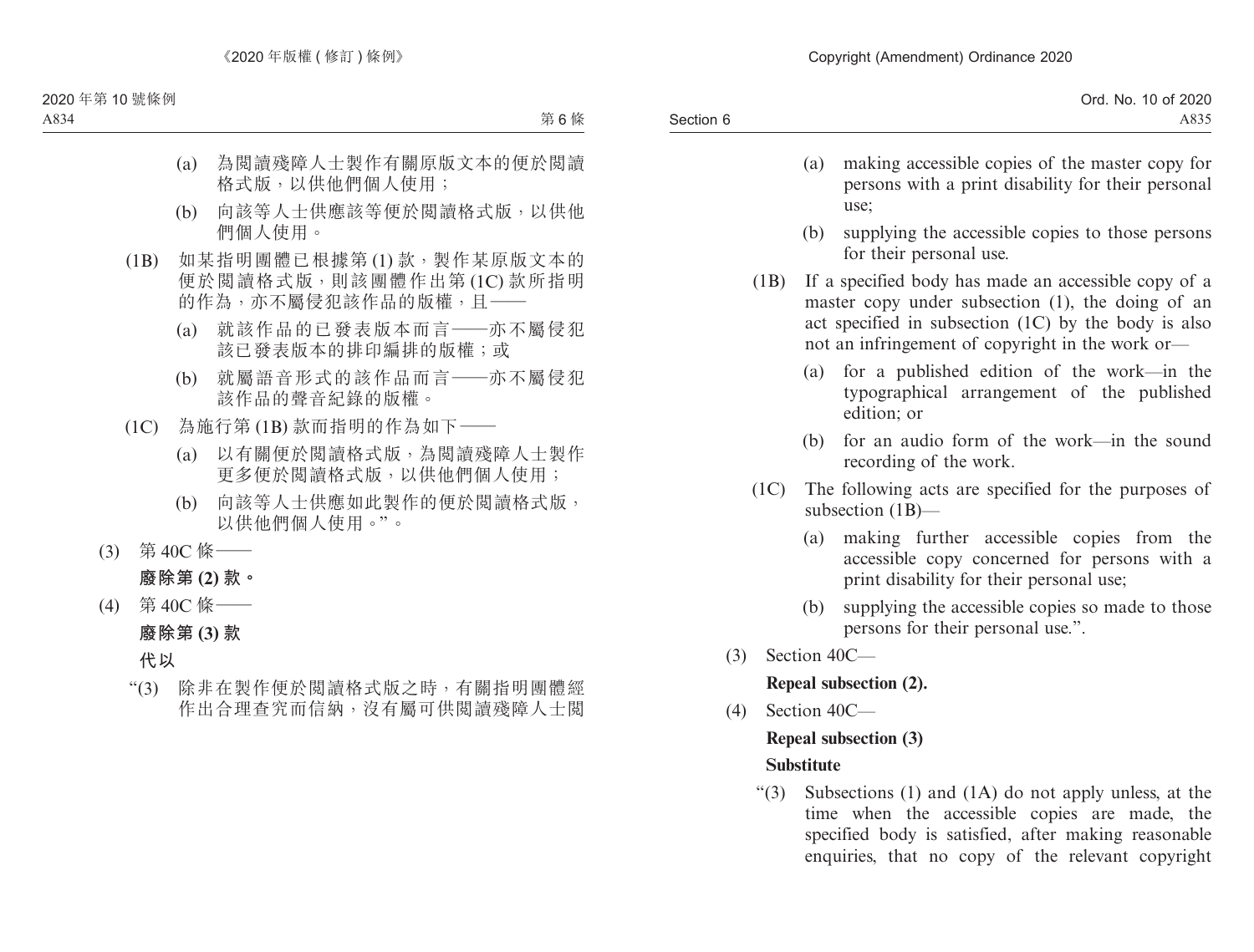(a) 為閱讀殘障人士製作有關原版文本的便於閱讀格式版，以供他們個人使用；

(b) 向該等人士供應該等便於閱讀格式版，以供他們個人使用。

(1B) 如某指明團體已根據第 (1) 款，製作某原版文本的便於閱讀格式版，則該團體作出第 (1C) 款所指明的作為，亦不屬侵犯該作品的版權，且——

(a) 就該作品的已發表版本而言——亦不屬侵犯該已發表版本的排印編排的版權；或

(b) 就屬語音形式的該作品而言——亦不屬侵犯該作品的聲音紀錄的版權。

(1C) 為施行第 (1B) 款而指明的作為如下——

(a) 以有關便於閱讀格式版，為閱讀殘障人士製作更多便於閱讀格式版，以供他們個人使用；

(b) 向該等人士供應如此製作的便於閱讀格式版，以供他們個人使用。”。

(3) 第 40C 條——

**廢除第 (2) 款。**

(4) 第 40C 條——

**廢除第 (3) 款**

**代以**

“(3) 除非在製作便於閱讀格式版之時，有關指明團體經作出合理查究而信納，沒有屬可供閱讀殘障人士閱

(a) making accessible copies of the master copy for persons with a print disability for their personal use;

(b) supplying the accessible copies to those persons for their personal use.

(1B) If a specified body has made an accessible copy of a master copy under subsection (1), the doing of an act specified in subsection (1C) by the body is also not an infringement of copyright in the work or—

(a) for a published edition of the work—in the typographical arrangement of the published edition; or

(b) for an audio form of the work—in the sound recording of the work.

(1C) The following acts are specified for the purposes of subsection (1B)—

(a) making further accessible copies from the accessible copy concerned for persons with a print disability for their personal use;

(b) supplying the accessible copies so made to those persons for their personal use.”.

(3) Section 40C—

**Repeal subsection (2).**

(4) Section 40C—

**Repeal subsection (3)**

**Substitute**

“(3) Subsections (1) and (1A) do not apply unless, at the time when the accessible copies are made, the specified body is satisfied, after making reasonable enquiries, that no copy of the relevant copyright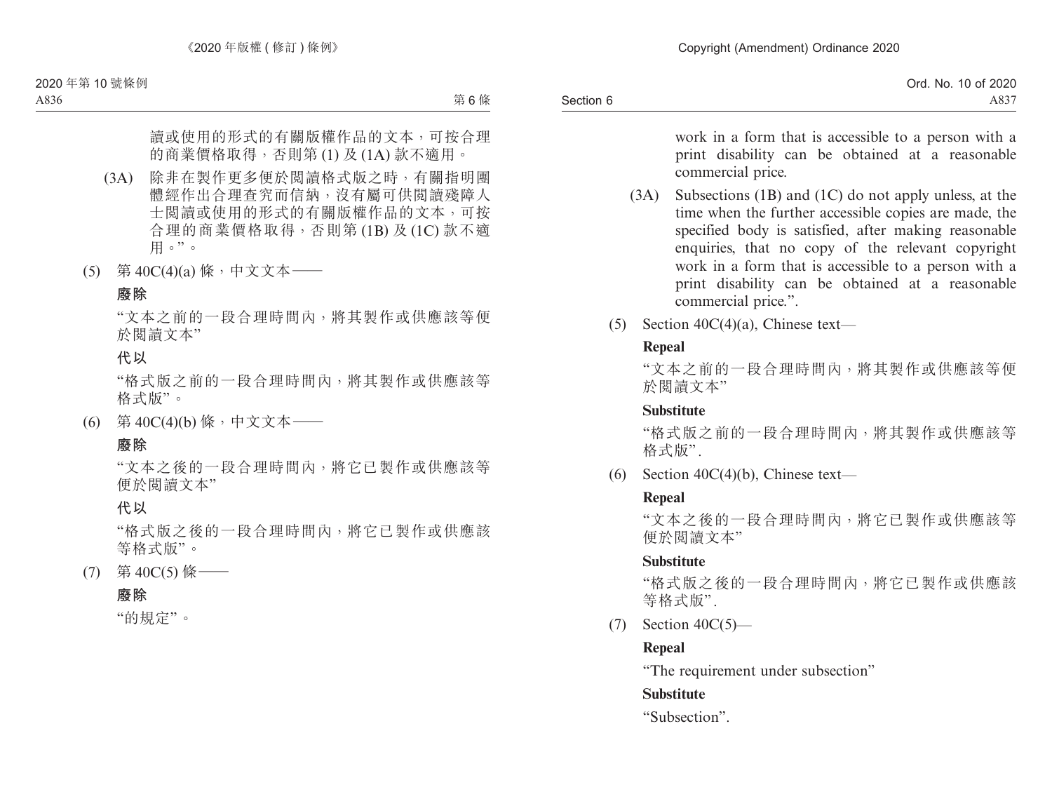讀或使用的形式的有關版權作品的文本，可按合理的商業價格取得，否則第 (1) 及 (1A) 款不適用。

(3A) 除非在製作更多便於閱讀格式版之時，有關指明團體經作出合理查究而信納，沒有屬可供閱讀殘障人士閱讀或使用的形式的有關版權作品的文本，可按合理的商業價格取得，否則第 (1B) 及 (1C) 款不適用。”。

(5) 第 40C(4)(a) 條，中文文本——

**廢除**

“文本之前的一段合理時間內，將其製作或供應該等便於閱讀文本”

**代以**

“格式版之前的一段合理時間內，將其製作或供應該等格式版”。

(6) 第 40C(4)(b) 條，中文文本——

**廢除**

“文本之後的一段合理時間內，將它已製作或供應該等便於閱讀文本”

**代以**

“格式版之後的一段合理時間內，將它已製作或供應該等格式版”。

(7) 第 40C(5) 條——

**廢除**

“的規定”。

work in a form that is accessible to a person with a print disability can be obtained at a reasonable commercial price.

(3A) Subsections (1B) and (1C) do not apply unless, at the time when the further accessible copies are made, the specified body is satisfied, after making reasonable enquiries, that no copy of the relevant copyright work in a form that is accessible to a person with a print disability can be obtained at a reasonable commercial price.”.

(5) Section 40C(4)(a), Chinese text—

**Repeal**

“文本之前的一段合理時間內，將其製作或供應該等便於閱讀文本”

**Substitute**

“格式版之前的一段合理時間內，將其製作或供應該等格式版”.

(6) Section 40C(4)(b), Chinese text—

**Repeal**

“文本之後的一段合理時間內，將它已製作或供應該等便於閱讀文本”

**Substitute**

“格式版之後的一段合理時間內，將它已製作或供應該等格式版”.

(7) Section 40C(5)—

**Repeal**

“The requirement under subsection”

**Substitute**

“Subsection”.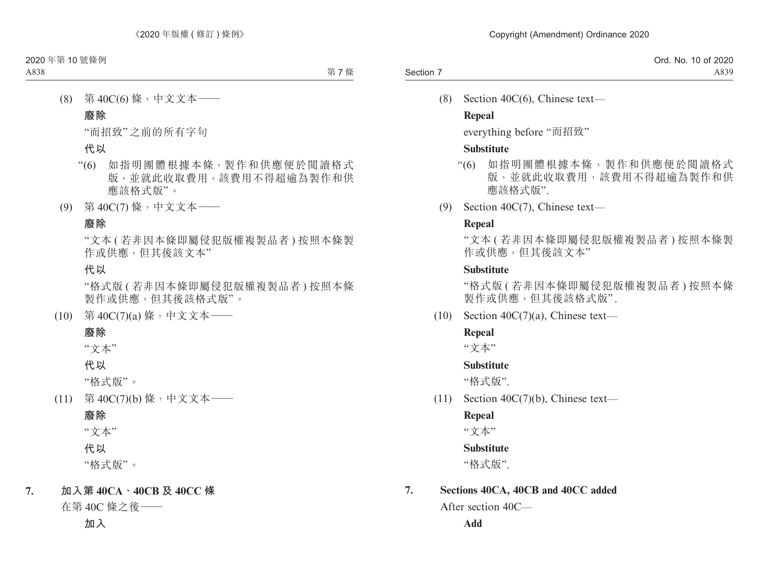(8) 第 40C(6) 條，中文文本——

**廢除**

"而招致" 之前的所有字句

**代以**

"(6) 如指明團體根據本條，製作和供應便於閱讀格式版，並就此收取費用，該費用不得超逾為製作和供應該格式版"。

(9) 第 40C(7) 條，中文文本——

**廢除**

"文本 (若非因本條即屬侵犯版權複製品者) 按照本條製作或供應，但其後該文本"

**代以**

"格式版 (若非因本條即屬侵犯版權複製品者) 按照本條製作或供應，但其後該格式版"。

(10) 第 40C(7)(a) 條，中文文本——

**廢除**

"文本"

**代以**

"格式版"。

(11) 第 40C(7)(b) 條，中文文本——

**廢除**

"文本"

**代以**

"格式版"。

## 7. 加入第 40CA、40CB 及 40CC 條

在第 40C 條之後——

**加入**

(8) Section 40C(6), Chinese text—

**Repeal**

everything before "而招致"

**Substitute**

"(6) 如指明團體根據本條，製作和供應便於閱讀格式版，並就此收取費用，該費用不得超逾為製作和供應該格式版".

(9) Section 40C(7), Chinese text—

**Repeal**

"文本 (若非因本條即屬侵犯版權複製品者) 按照本條製作或供應，但其後該文本"

**Substitute**

"格式版 (若非因本條即屬侵犯版權複製品者) 按照本條製作或供應，但其後該格式版".

(10) Section 40C(7)(a), Chinese text—

**Repeal**

"文本"

**Substitute**

"格式版".

(11) Section 40C(7)(b), Chinese text—

**Repeal**

"文本"

**Substitute**

"格式版".

## 7. Sections 40CA, 40CB and 40CC added

After section 40C—

**Add**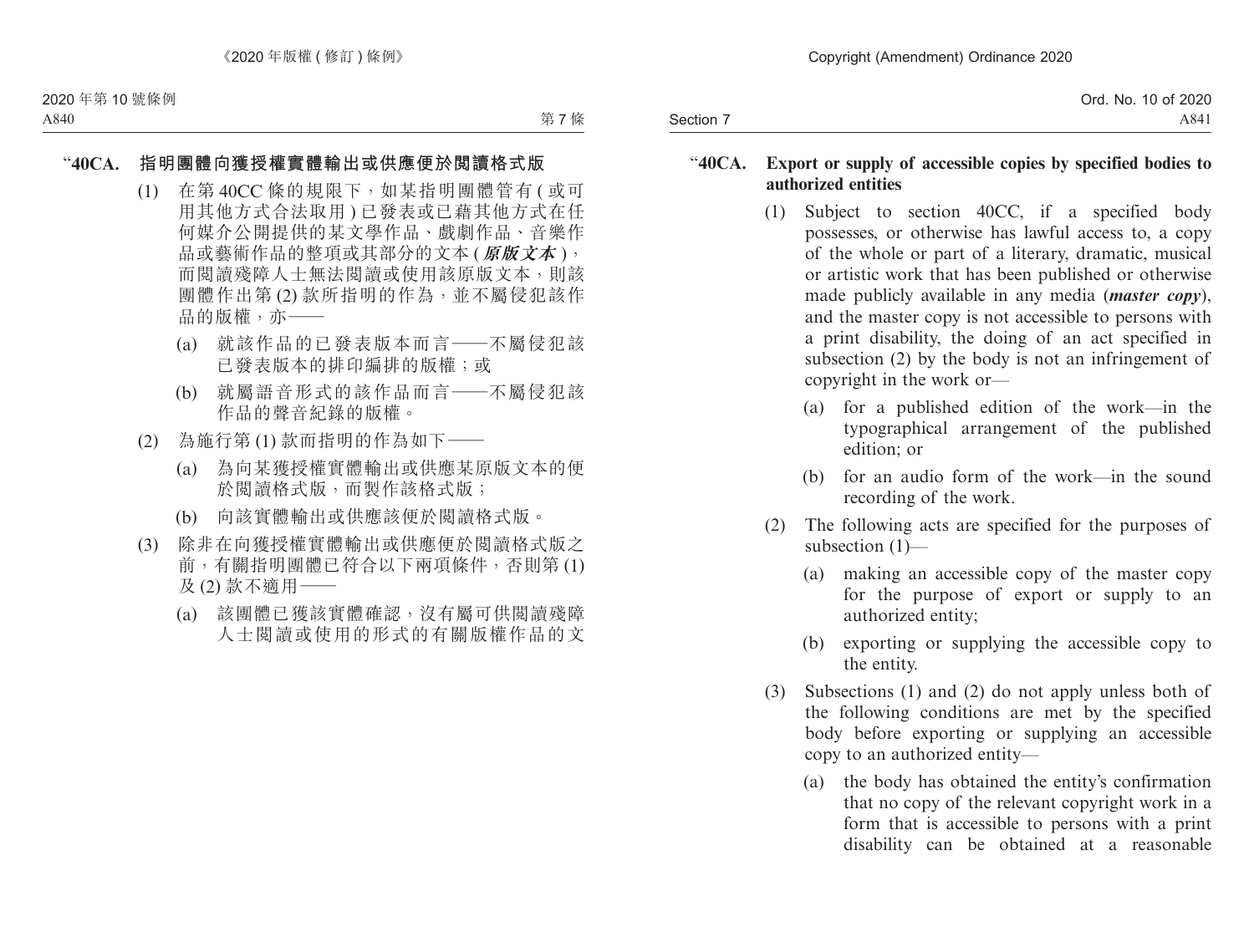"**40CA. 指明團體向獲授權實體輸出或供應便於閱讀格式版**

(1) 在第 40CC 條的規限下，如某指明團體管有 (或可用其他方式合法取用) 已發表或已藉其他方式在任何媒介公開提供的某文學作品、戲劇作品、音樂作品或藝術作品的整項或其部分的文本 (***原版文本***)，而閱讀殘障人士無法閱讀或使用該原版文本，則該團體作出第 (2) 款所指明的作為，並不屬侵犯該作品的版權，亦——

(a) 就該作品的已發表版本而言——不屬侵犯該已發表版本的排印編排的版權；或

(b) 就屬語音形式的該作品而言——不屬侵犯該作品的聲音紀錄的版權。

(2) 為施行第 (1) 款而指明的作為如下——

(a) 為向某獲授權實體輸出或供應某原版文本的便於閱讀格式版，而製作該格式版；

(b) 向該實體輸出或供應該便於閱讀格式版。

(3) 除非在向獲授權實體輸出或供應便於閱讀格式版之前，有關指明團體已符合以下兩項條件，否則第 (1) 及 (2) 款不適用——

(a) 該團體已獲該實體確認，沒有屬可供閱讀殘障人士閱讀或使用的形式的有關版權作品的文

"**40CA. Export or supply of accessible copies by specified bodies to authorized entities**

(1) Subject to section 40CC, if a specified body possesses, or otherwise has lawful access to, a copy of the whole or part of a literary, dramatic, musical or artistic work that has been published or otherwise made publicly available in any media (***master copy***), and the master copy is not accessible to persons with a print disability, the doing of an act specified in subsection (2) by the body is not an infringement of copyright in the work or—

(a) for a published edition of the work—in the typographical arrangement of the published edition; or

(b) for an audio form of the work—in the sound recording of the work.

(2) The following acts are specified for the purposes of subsection (1)—

(a) making an accessible copy of the master copy for the purpose of export or supply to an authorized entity;

(b) exporting or supplying the accessible copy to the entity.

(3) Subsections (1) and (2) do not apply unless both of the following conditions are met by the specified body before exporting or supplying an accessible copy to an authorized entity—

(a) the body has obtained the entity's confirmation that no copy of the relevant copyright work in a form that is accessible to persons with a print disability can be obtained at a reasonable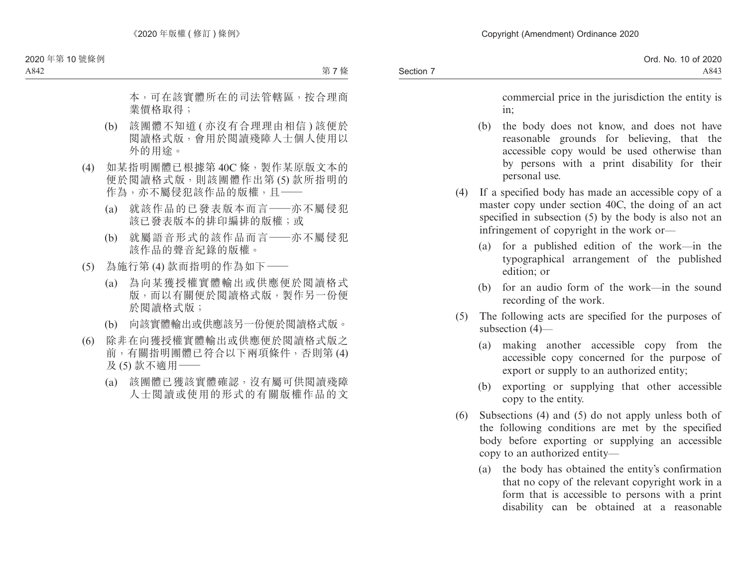本，可在該實體所在的司法管轄區，按合理商業價格取得；

(b) 該團體不知道 ( 亦沒有合理理由相信 ) 該便於閱讀格式版，會用於閱讀殘障人士個人使用以外的用途。

(4) 如某指明團體已根據第 40C 條，製作某原版文本的便於閱讀格式版，則該團體作出第 (5) 款所指明的作為，亦不屬侵犯該作品的版權，且——

(a) 就該作品的已發表版本而言——亦不屬侵犯該已發表版本的排印編排的版權；或

(b) 就屬語音形式的該作品而言——亦不屬侵犯該作品的聲音紀錄的版權。

(5) 為施行第 (4) 款而指明的作為如下——

(a) 為向某獲授權實體輸出或供應便於閱讀格式版，而以有關便於閱讀格式版，製作另一份便於閱讀格式版；

(b) 向該實體輸出或供應該另一份便於閱讀格式版。

(6) 除非在向獲授權實體輸出或供應便於閱讀格式版之前，有關指明團體已符合以下兩項條件，否則第 (4) 及 (5) 款不適用——

(a) 該團體已獲該實體確認，沒有屬可供閱讀殘障人士閱讀或使用的形式的有關版權作品的文

commercial price in the jurisdiction the entity is in;

(b) the body does not know, and does not have reasonable grounds for believing, that the accessible copy would be used otherwise than by persons with a print disability for their personal use.

(4) If a specified body has made an accessible copy of a master copy under section 40C, the doing of an act specified in subsection (5) by the body is also not an infringement of copyright in the work or—

(a) for a published edition of the work—in the typographical arrangement of the published edition; or

(b) for an audio form of the work—in the sound recording of the work.

(5) The following acts are specified for the purposes of subsection (4)—

(a) making another accessible copy from the accessible copy concerned for the purpose of export or supply to an authorized entity;

(b) exporting or supplying that other accessible copy to the entity.

(6) Subsections (4) and (5) do not apply unless both of the following conditions are met by the specified body before exporting or supplying an accessible copy to an authorized entity—

(a) the body has obtained the entity's confirmation that no copy of the relevant copyright work in a form that is accessible to persons with a print disability can be obtained at a reasonable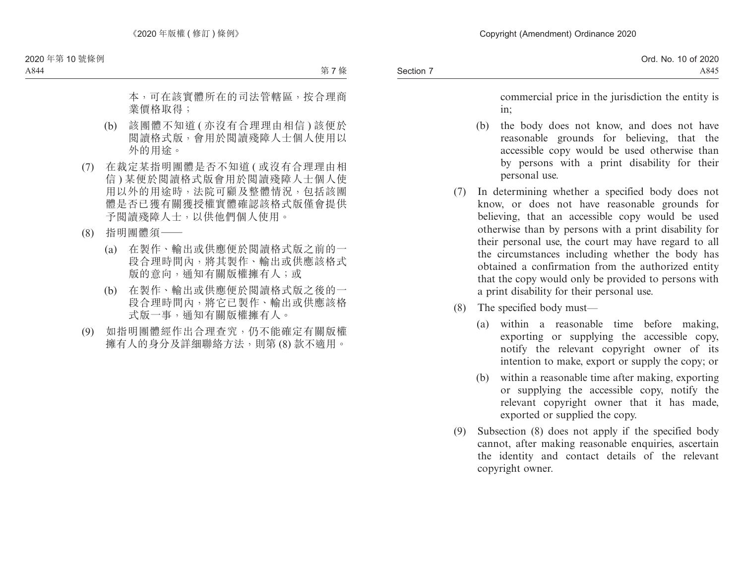本，可在該實體所在的司法管轄區，按合理商業價格取得；

(b) 該團體不知道 ( 亦沒有合理理由相信 ) 該便於閱讀格式版，會用於閱讀殘障人士個人使用以外的用途。

(7) 在裁定某指明團體是否不知道 ( 或沒有合理理由相信 ) 某便於閱讀格式版會用於閱讀殘障人士個人使用以外的用途時，法院可顧及整體情況，包括該團體是否已獲有關獲授權實體確認該格式版僅會提供予閱讀殘障人士，以供他們個人使用。

(8) 指明團體須——

(a) 在製作、輸出或供應便於閱讀格式版之前的一段合理時間內，將其製作、輸出或供應該格式版的意向，通知有關版權擁有人；或

(b) 在製作、輸出或供應便於閱讀格式版之後的一段合理時間內，將它已製作、輸出或供應該格式版一事，通知有關版權擁有人。

(9) 如指明團體經作出合理查究，仍不能確定有關版權擁有人的身分及詳細聯絡方法，則第 (8) 款不適用。

commercial price in the jurisdiction the entity is in;

(b) the body does not know, and does not have reasonable grounds for believing, that the accessible copy would be used otherwise than by persons with a print disability for their personal use.

(7) In determining whether a specified body does not know, or does not have reasonable grounds for believing, that an accessible copy would be used otherwise than by persons with a print disability for their personal use, the court may have regard to all the circumstances including whether the body has obtained a confirmation from the authorized entity that the copy would only be provided to persons with a print disability for their personal use.

(8) The specified body must—

(a) within a reasonable time before making, exporting or supplying the accessible copy, notify the relevant copyright owner of its intention to make, export or supply the copy; or

(b) within a reasonable time after making, exporting or supplying the accessible copy, notify the relevant copyright owner that it has made, exported or supplied the copy.

(9) Subsection (8) does not apply if the specified body cannot, after making reasonable enquiries, ascertain the identity and contact details of the relevant copyright owner.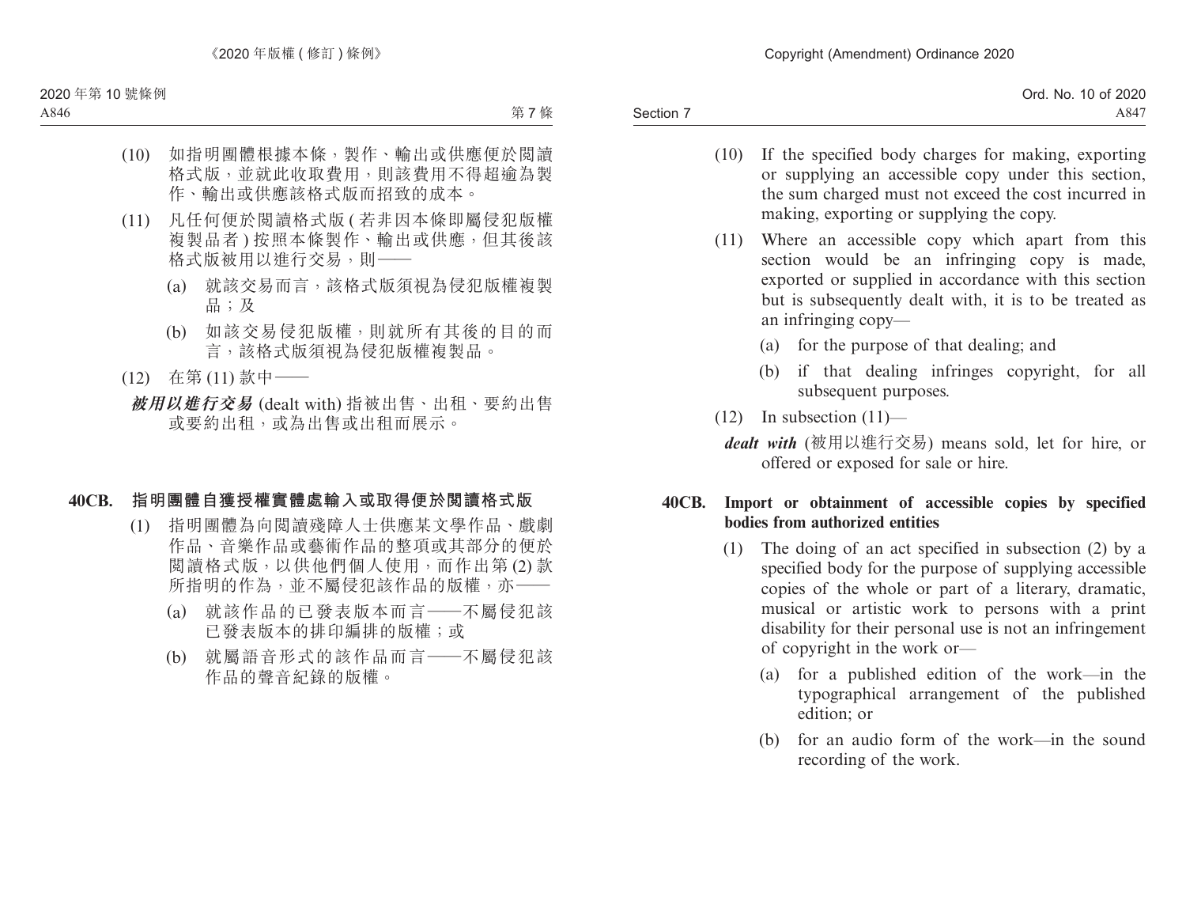(10) 如指明團體根據本條，製作、輸出或供應便於閱讀格式版，並就此收取費用，則該費用不得超逾為製作、輸出或供應該格式版而招致的成本。

(11) 凡任何便於閱讀格式版 (若非因本條即屬侵犯版權複製品者) 按照本條製作、輸出或供應，但其後該格式版被用以進行交易，則——

(a) 就該交易而言，該格式版須視為侵犯版權複製品；及

(b) 如該交易侵犯版權，則就所有其後的目的而言，該格式版須視為侵犯版權複製品。

(12) 在第 (11) 款中——

***被用以進行交易*** (dealt with) 指被出售、出租、要約出售或要約出租，或為出售或出租而展示。

**40CB. 指明團體自獲授權實體處輸入或取得便於閱讀格式版**

(1) 指明團體為向閱讀殘障人士供應某文學作品、戲劇作品、音樂作品或藝術作品的整項或其部分的便於閱讀格式版，以供他們個人使用，而作出第 (2) 款所指明的作為，並不屬侵犯該作品的版權，亦——

(a) 就該作品的已發表版本而言——不屬侵犯該已發表版本的排印編排的版權；或

(b) 就屬語音形式的該作品而言——不屬侵犯該作品的聲音紀錄的版權。

(10) If the specified body charges for making, exporting or supplying an accessible copy under this section, the sum charged must not exceed the cost incurred in making, exporting or supplying the copy.

(11) Where an accessible copy which apart from this section would be an infringing copy is made, exported or supplied in accordance with this section but is subsequently dealt with, it is to be treated as an infringing copy—

(a) for the purpose of that dealing; and

(b) if that dealing infringes copyright, for all subsequent purposes.

(12) In subsection (11)—

***dealt with*** (被用以進行交易) means sold, let for hire, or offered or exposed for sale or hire.

**40CB. Import or obtainment of accessible copies by specified bodies from authorized entities**

(1) The doing of an act specified in subsection (2) by a specified body for the purpose of supplying accessible copies of the whole or part of a literary, dramatic, musical or artistic work to persons with a print disability for their personal use is not an infringement of copyright in the work or—

(a) for a published edition of the work—in the typographical arrangement of the published edition; or

(b) for an audio form of the work—in the sound recording of the work.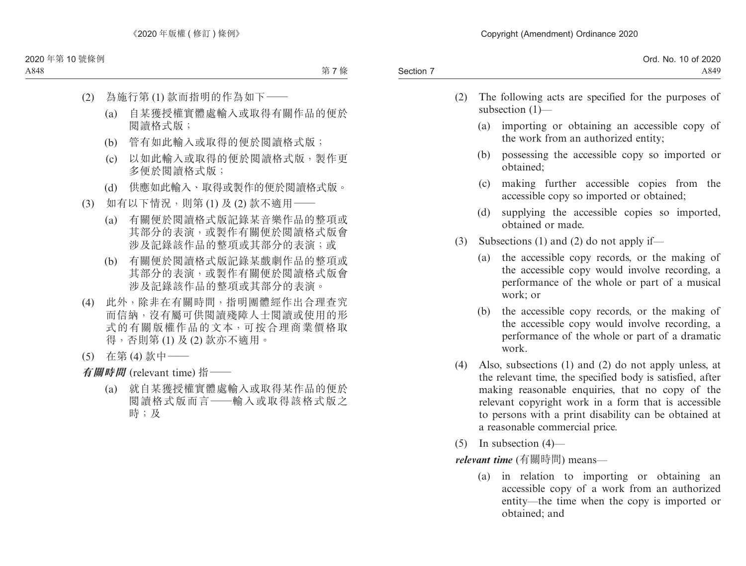(2) 為施行第 (1) 款而指明的作為如下——

(a) 自某獲授權實體處輸入或取得有關作品的便於閱讀格式版；

(b) 管有如此輸入或取得的便於閱讀格式版；

(c) 以如此輸入或取得的便於閱讀格式版，製作更多便於閱讀格式版；

(d) 供應如此輸入、取得或製作的便於閱讀格式版。

(3) 如有以下情況，則第 (1) 及 (2) 款不適用——

(a) 有關便於閱讀格式版記錄某音樂作品的整項或其部分的表演，或製作有關便於閱讀格式版會涉及記錄該作品的整項或其部分的表演；或

(b) 有關便於閱讀格式版記錄某戲劇作品的整項或其部分的表演，或製作有關便於閱讀格式版會涉及記錄該作品的整項或其部分的表演。

(4) 此外，除非在有關時間，指明團體經作出合理查究而信納，沒有屬可供閱讀殘障人士閱讀或使用的形式的有關版權作品的文本，可按合理商業價格取得，否則第 (1) 及 (2) 款亦不適用。

(5) 在第 (4) 款中——

***有關時間*** (relevant time) 指——

(a) 就自某獲授權實體處輸入或取得某作品的便於閱讀格式版而言——輸入或取得該格式版之時；及

(2) The following acts are specified for the purposes of subsection (1)—

(a) importing or obtaining an accessible copy of the work from an authorized entity;

(b) possessing the accessible copy so imported or obtained;

(c) making further accessible copies from the accessible copy so imported or obtained;

(d) supplying the accessible copies so imported, obtained or made.

(3) Subsections (1) and (2) do not apply if—

(a) the accessible copy records, or the making of the accessible copy would involve recording, a performance of the whole or part of a musical work; or

(b) the accessible copy records, or the making of the accessible copy would involve recording, a performance of the whole or part of a dramatic work.

(4) Also, subsections (1) and (2) do not apply unless, at the relevant time, the specified body is satisfied, after making reasonable enquiries, that no copy of the relevant copyright work in a form that is accessible to persons with a print disability can be obtained at a reasonable commercial price.

(5) In subsection (4)—

***relevant time*** (有關時間) means—

(a) in relation to importing or obtaining an accessible copy of a work from an authorized entity—the time when the copy is imported or obtained; and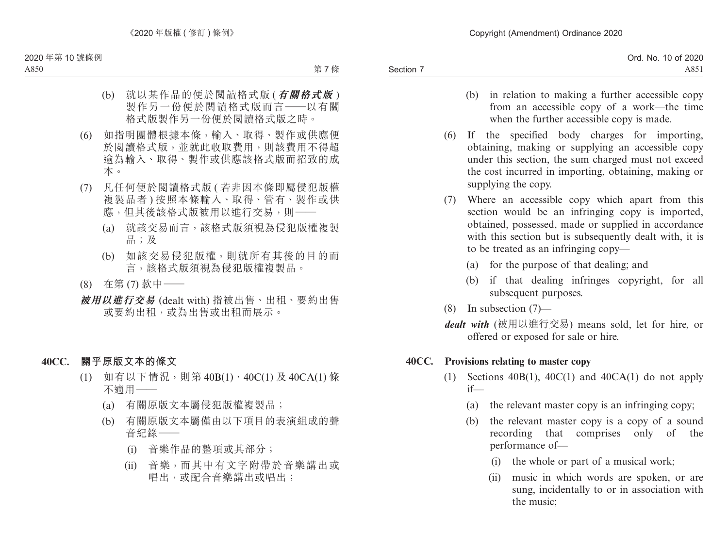(b) 就以某作品的便於閱讀格式版 (***有關格式版***) 製作另一份便於閱讀格式版而言——以有關格式版製作另一份便於閱讀格式版之時。

(6) 如指明團體根據本條，輸入、取得、製作或供應便於閱讀格式版，並就此收取費用，則該費用不得超逾為輸入、取得、製作或供應該格式版而招致的成本。

(7) 凡任何便於閱讀格式版 (若非因本條即屬侵犯版權複製品者) 按照本條輸入、取得、管有、製作或供應，但其後該格式版被用以進行交易，則——

(a) 就該交易而言，該格式版須視為侵犯版權複製品；及

(b) 如該交易侵犯版權，則就所有其後的目的而言，該格式版須視為侵犯版權複製品。

(8) 在第 (7) 款中——

***被用以進行交易*** (dealt with) 指被出售、出租、要約出售或要約出租，或為出售或出租而展示。

**40CC. 關乎原版文本的條文**

(1) 如有以下情況，則第 40B(1)、40C(1) 及 40CA(1) 條不適用——

(a) 有關原版文本屬侵犯版權複製品；

(b) 有關原版文本屬僅由以下項目的表演組成的聲音紀錄——

(i) 音樂作品的整項或其部分；

(ii) 音樂，而其中有文字附帶於音樂講出或唱出，或配合音樂講出或唱出；

(b) in relation to making a further accessible copy from an accessible copy of a work—the time when the further accessible copy is made.

(6) If the specified body charges for importing, obtaining, making or supplying an accessible copy under this section, the sum charged must not exceed the cost incurred in importing, obtaining, making or supplying the copy.

(7) Where an accessible copy which apart from this section would be an infringing copy is imported, obtained, possessed, made or supplied in accordance with this section but is subsequently dealt with, it is to be treated as an infringing copy—

(a) for the purpose of that dealing; and

(b) if that dealing infringes copyright, for all subsequent purposes.

(8) In subsection (7)—

***dealt with*** (被用以進行交易) means sold, let for hire, or offered or exposed for sale or hire.

**40CC. Provisions relating to master copy**

(1) Sections 40B(1), 40C(1) and 40CA(1) do not apply if—

(a) the relevant master copy is an infringing copy;

(b) the relevant master copy is a copy of a sound recording that comprises only of the performance of—

(i) the whole or part of a musical work;

(ii) music in which words are spoken, or are sung, incidentally to or in association with the music;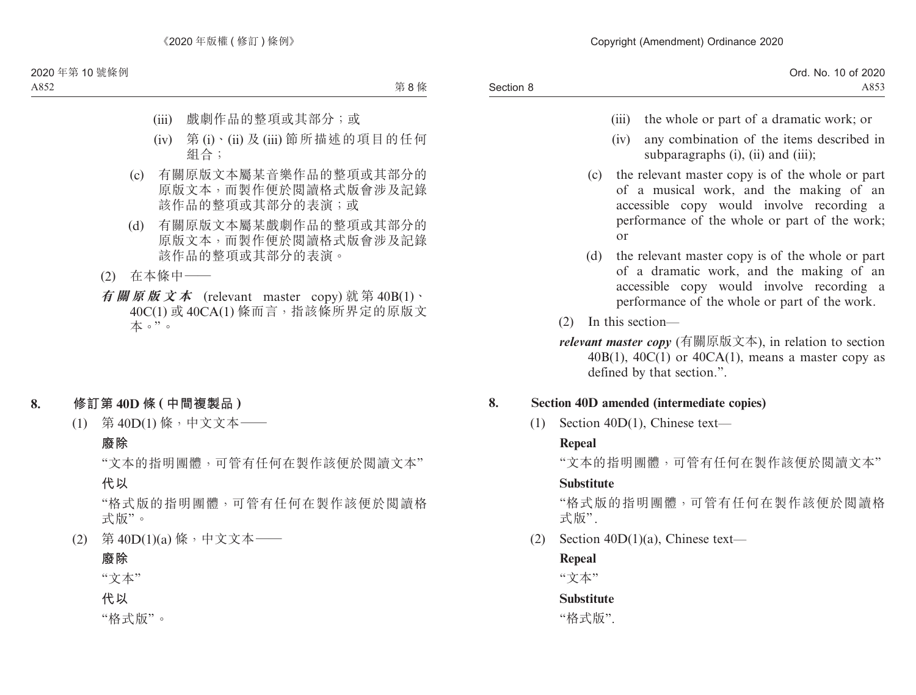(iii) 戲劇作品的整項或其部分；或

(iv) 第 (i)、(ii) 及 (iii) 節所描述的項目的任何組合；

(c) 有關原版文本屬某音樂作品的整項或其部分的原版文本，而製作便於閱讀格式版會涉及記錄該作品的整項或其部分的表演；或

(d) 有關原版文本屬某戲劇作品的整項或其部分的原版文本，而製作便於閱讀格式版會涉及記錄該作品的整項或其部分的表演。

(2) 在本條中——

***有關原版文本*** (relevant master copy) 就第 40B(1)、40C(1) 或 40CA(1) 條而言，指該條所界定的原版文本。”。

## 8. 修訂第 40D 條 (中間複製品)

(1) 第 40D(1) 條，中文文本——

**廢除**

“文本的指明團體，可管有任何在製作該便於閱讀文本”

**代以**

“格式版的指明團體，可管有任何在製作該便於閱讀格式版”。

(2) 第 40D(1)(a) 條，中文文本——

**廢除**

“文本”

**代以**

“格式版”。

(iii) the whole or part of a dramatic work; or

(iv) any combination of the items described in subparagraphs (i), (ii) and (iii);

(c) the relevant master copy is of the whole or part of a musical work, and the making of an accessible copy would involve recording a performance of the whole or part of the work; or

(d) the relevant master copy is of the whole or part of a dramatic work, and the making of an accessible copy would involve recording a performance of the whole or part of the work.

(2) In this section—

***relevant master copy*** (有關原版文本), in relation to section 40B(1), 40C(1) or 40CA(1), means a master copy as defined by that section.”.

## 8. Section 40D amended (intermediate copies)

(1) Section 40D(1), Chinese text—

**Repeal**

“文本的指明團體，可管有任何在製作該便於閱讀文本”

**Substitute**

“格式版的指明團體，可管有任何在製作該便於閱讀格式版”.

(2) Section 40D(1)(a), Chinese text—

**Repeal**

“文本”

**Substitute**

“格式版”.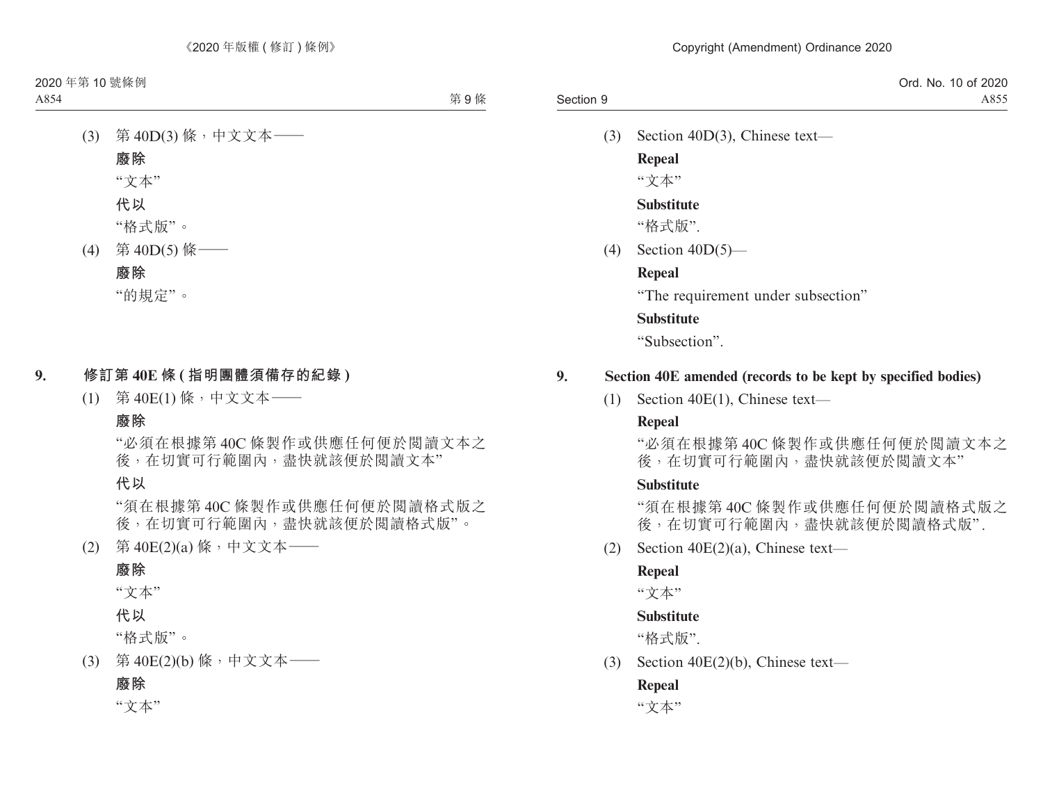(3) 第 40D(3) 條，中文文本——

**廢除**

“文本”

**代以**

“格式版”。

(4) 第 40D(5) 條——

**廢除**

“的規定”。

## 9. 修訂第 40E 條 (指明團體須備存的紀錄)

(1) 第 40E(1) 條，中文文本——

**廢除**

“必須在根據第 40C 條製作或供應任何便於閱讀文本之後，在切實可行範圍內，盡快就該便於閱讀文本”

**代以**

“須在根據第 40C 條製作或供應任何便於閱讀格式版之後，在切實可行範圍內，盡快就該便於閱讀格式版”。

(2) 第 40E(2)(a) 條，中文文本——

**廢除**

“文本”

**代以**

“格式版”。

(3) 第 40E(2)(b) 條，中文文本——

**廢除**

“文本”

(3) Section 40D(3), Chinese text—

**Repeal**

“文本”

**Substitute**

“格式版”.

(4) Section 40D(5)—

**Repeal**

“The requirement under subsection”

**Substitute**

“Subsection”.

## 9. Section 40E amended (records to be kept by specified bodies)

(1) Section 40E(1), Chinese text—

**Repeal**

“必須在根據第 40C 條製作或供應任何便於閱讀文本之後，在切實可行範圍內，盡快就該便於閱讀文本”

**Substitute**

“須在根據第 40C 條製作或供應任何便於閱讀格式版之後，在切實可行範圍內，盡快就該便於閱讀格式版”.

(2) Section 40E(2)(a), Chinese text—

**Repeal**

“文本”

**Substitute**

“格式版”.

(3) Section 40E(2)(b), Chinese text—

**Repeal**

“文本”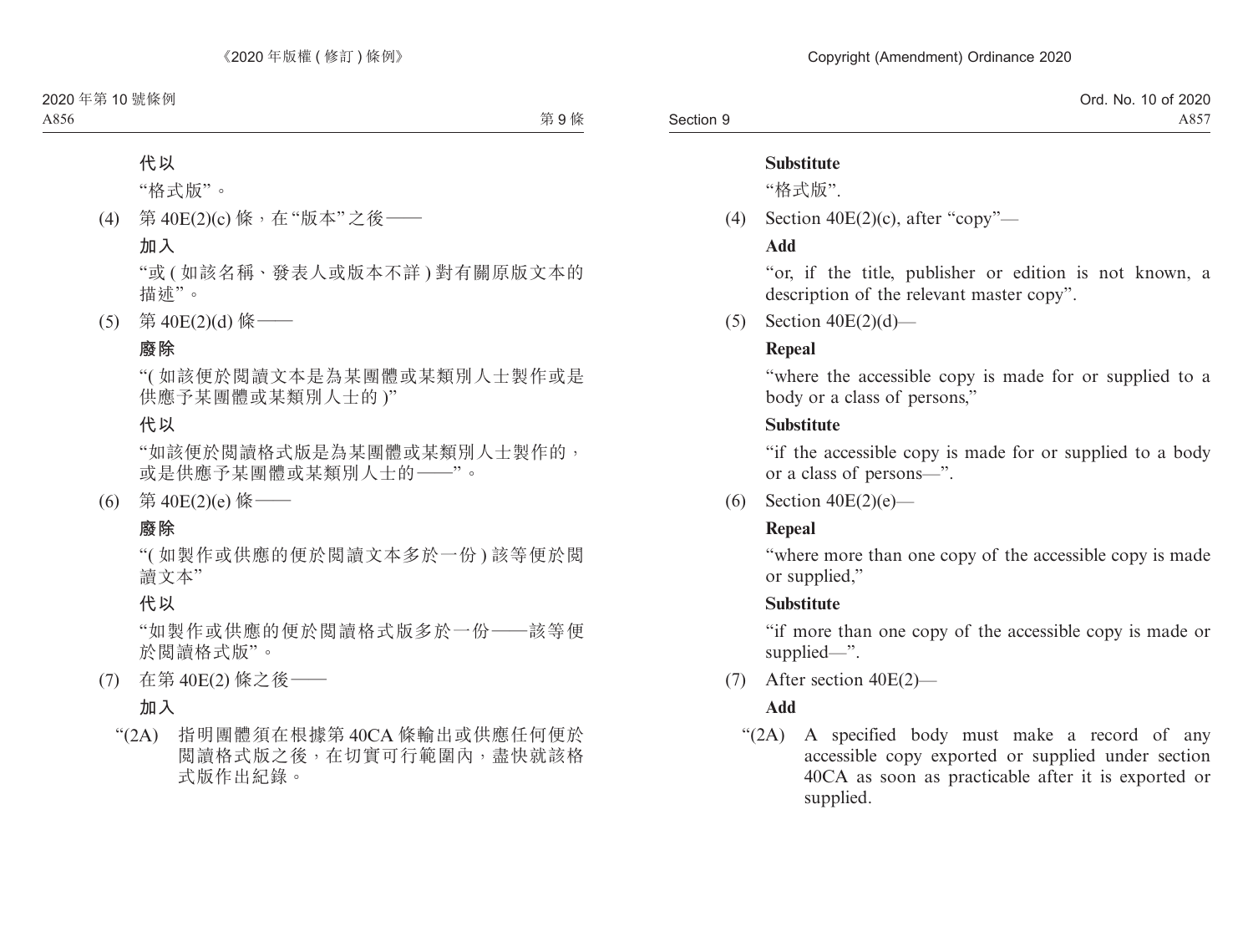**代以**

"格式版"。

(4) 第 40E(2)(c) 條，在"版本"之後——

**加入**

"或 ( 如該名稱、發表人或版本不詳 ) 對有關原版文本的描述"。

(5) 第 40E(2)(d) 條——

**廢除**

"( 如該便於閱讀文本是為某團體或某類別人士製作或是供應予某團體或某類別人士的 )"

**代以**

"如該便於閱讀格式版是為某團體或某類別人士製作的，或是供應予某團體或某類別人士的——"。

(6) 第 40E(2)(e) 條——

**廢除**

"( 如製作或供應的便於閱讀文本多於一份 ) 該等便於閱讀文本"

**代以**

"如製作或供應的便於閱讀格式版多於一份——該等便於閱讀格式版"。

(7) 在第 40E(2) 條之後——

**加入**

"(2A) 指明團體須在根據第 40CA 條輸出或供應任何便於閱讀格式版之後，在切實可行範圍內，盡快就該格式版作出紀錄。

**Substitute**

"格式版".

(4) Section 40E(2)(c), after "copy"—

**Add**

"or, if the title, publisher or edition is not known, a description of the relevant master copy".

(5) Section 40E(2)(d)—

**Repeal**

"where the accessible copy is made for or supplied to a body or a class of persons,"

**Substitute**

"if the accessible copy is made for or supplied to a body or a class of persons—".

(6) Section 40E(2)(e)—

**Repeal**

"where more than one copy of the accessible copy is made or supplied,"

**Substitute**

"if more than one copy of the accessible copy is made or supplied—".

(7) After section 40E(2)—

**Add**

"(2A) A specified body must make a record of any accessible copy exported or supplied under section 40CA as soon as practicable after it is exported or supplied.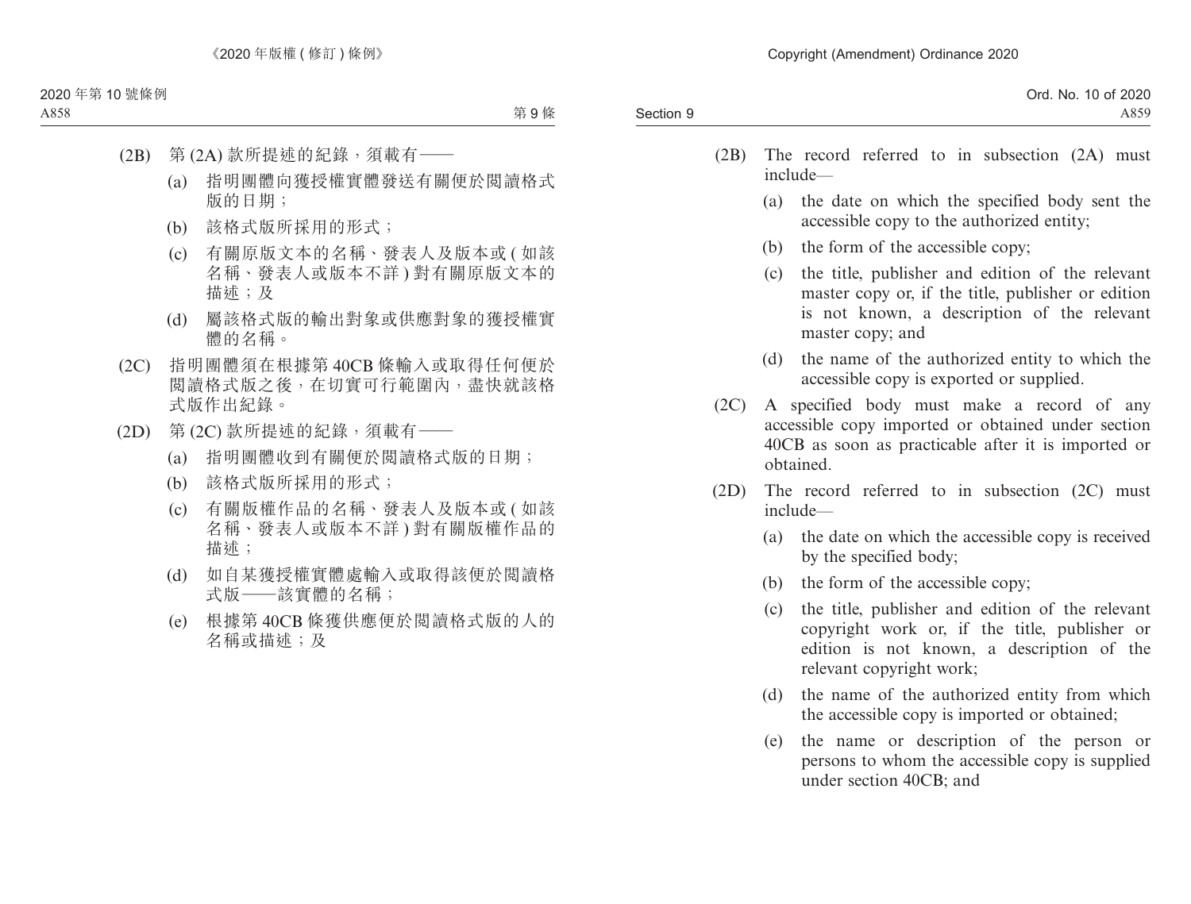(2B) 第 (2A) 款所提述的紀錄，須載有——

(a) 指明團體向獲授權實體發送有關便於閱讀格式版的日期；

(b) 該格式版所採用的形式；

(c) 有關原版文本的名稱、發表人及版本或 ( 如該名稱、發表人或版本不詳 ) 對有關原版文本的描述；及

(d) 屬該格式版的輸出對象或供應對象的獲授權實體的名稱。

(2C) 指明團體須在根據第 40CB 條輸入或取得任何便於閱讀格式版之後，在切實可行範圍內，盡快就該格式版作出紀錄。

(2D) 第 (2C) 款所提述的紀錄，須載有——

(a) 指明團體收到有關便於閱讀格式版的日期；

(b) 該格式版所採用的形式；

(c) 有關版權作品的名稱、發表人及版本或 ( 如該名稱、發表人或版本不詳 ) 對有關版權作品的描述；

(d) 如自某獲授權實體處輸入或取得該便於閱讀格式版——該實體的名稱；

(e) 根據第 40CB 條獲供應便於閱讀格式版的人的名稱或描述；及

(2B) The record referred to in subsection (2A) must include—

(a) the date on which the specified body sent the accessible copy to the authorized entity;

(b) the form of the accessible copy;

(c) the title, publisher and edition of the relevant master copy or, if the title, publisher or edition is not known, a description of the relevant master copy; and

(d) the name of the authorized entity to which the accessible copy is exported or supplied.

(2C) A specified body must make a record of any accessible copy imported or obtained under section 40CB as soon as practicable after it is imported or obtained.

(2D) The record referred to in subsection (2C) must include—

(a) the date on which the accessible copy is received by the specified body;

(b) the form of the accessible copy;

(c) the title, publisher and edition of the relevant copyright work or, if the title, publisher or edition is not known, a description of the relevant copyright work;

(d) the name of the authorized entity from which the accessible copy is imported or obtained;

(e) the name or description of the person or persons to whom the accessible copy is supplied under section 40CB; and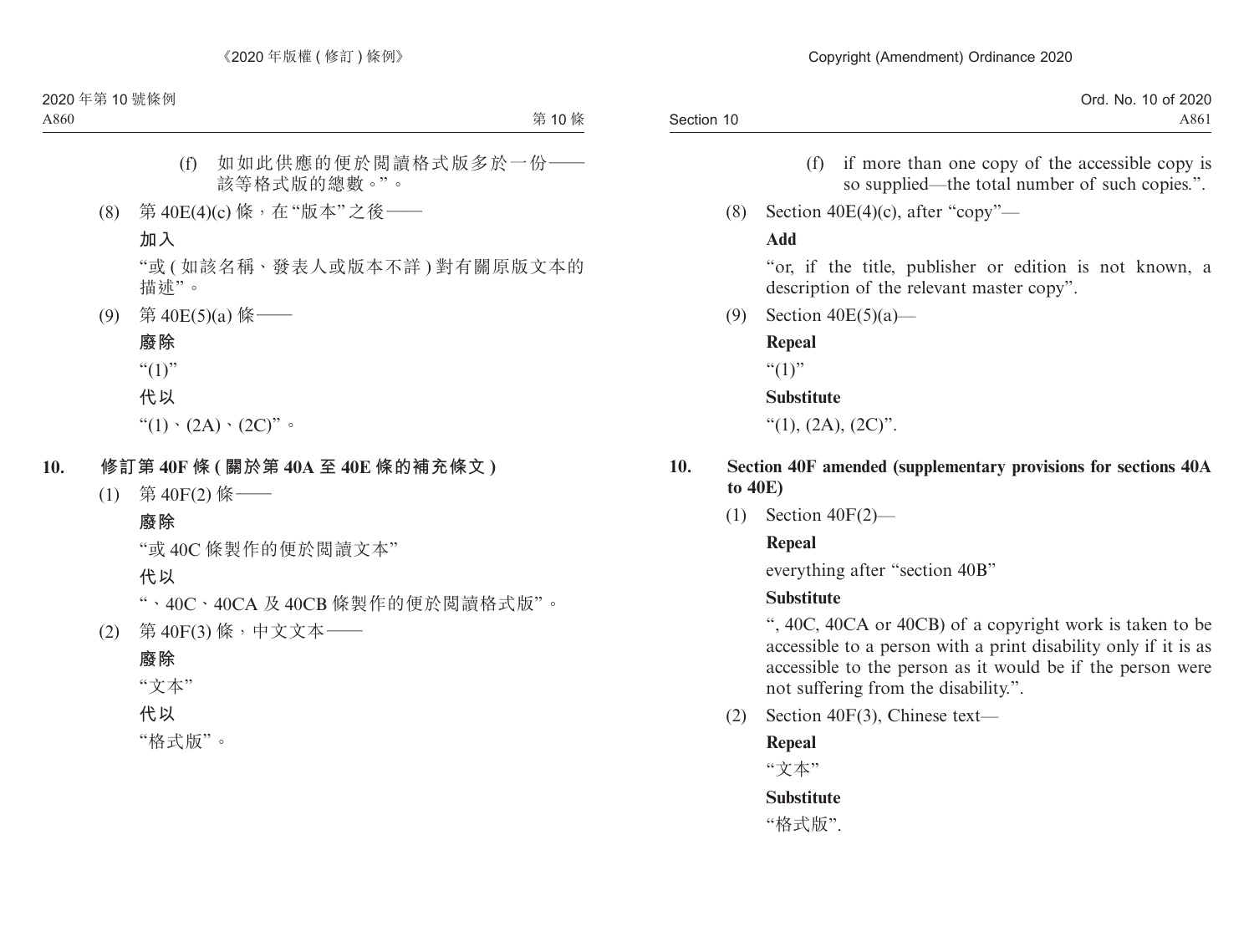(f) 如如此供應的便於閱讀格式版多於一份——該等格式版的總數。”。

(8) 第 40E(4)(c) 條，在“版本”之後——

**加入**

“或 ( 如該名稱、發表人或版本不詳 ) 對有關原版文本的描述”。

(9) 第 40E(5)(a) 條——

**廢除**

“(1)”

**代以**

“(1)、(2A)、(2C)”。

## 10. 修訂第 40F 條 ( 關於第 40A 至 40E 條的補充條文 )

(1) 第 40F(2) 條——

**廢除**

“或 40C 條製作的便於閱讀文本”

**代以**

“、40C、40CA 及 40CB 條製作的便於閱讀格式版”。

(2) 第 40F(3) 條，中文文本——

**廢除**

“文本”

**代以**

“格式版”。

(f) if more than one copy of the accessible copy is so supplied—the total number of such copies.”.

(8) Section 40E(4)(c), after “copy”—

**Add**

“or, if the title, publisher or edition is not known, a description of the relevant master copy”.

(9) Section 40E(5)(a)—

**Repeal**

“(1)”

**Substitute**

“(1), (2A), (2C)”.

## 10. Section 40F amended (supplementary provisions for sections 40A to 40E)

(1) Section 40F(2)—

**Repeal**

everything after “section 40B”

**Substitute**

“, 40C, 40CA or 40CB) of a copyright work is taken to be accessible to a person with a print disability only if it is as accessible to the person as it would be if the person were not suffering from the disability.”.

(2) Section 40F(3), Chinese text—

**Repeal**

“文本”

**Substitute**

“格式版”.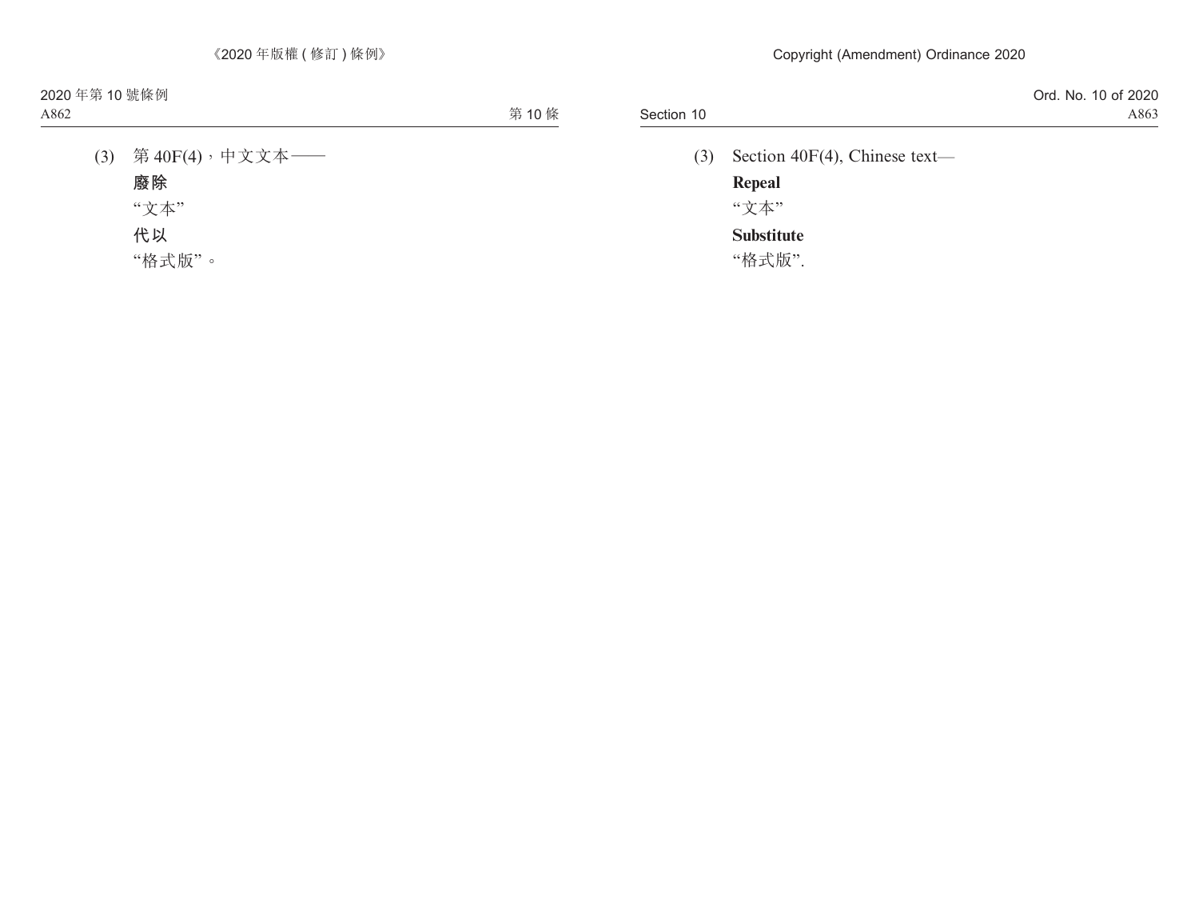(3) 第 40F(4)，中文文本——

**廢除**

"文本"

**代以**

"格式版"。

(3) Section 40F(4), Chinese text—

**Repeal**

"文本"

**Substitute**

"格式版".